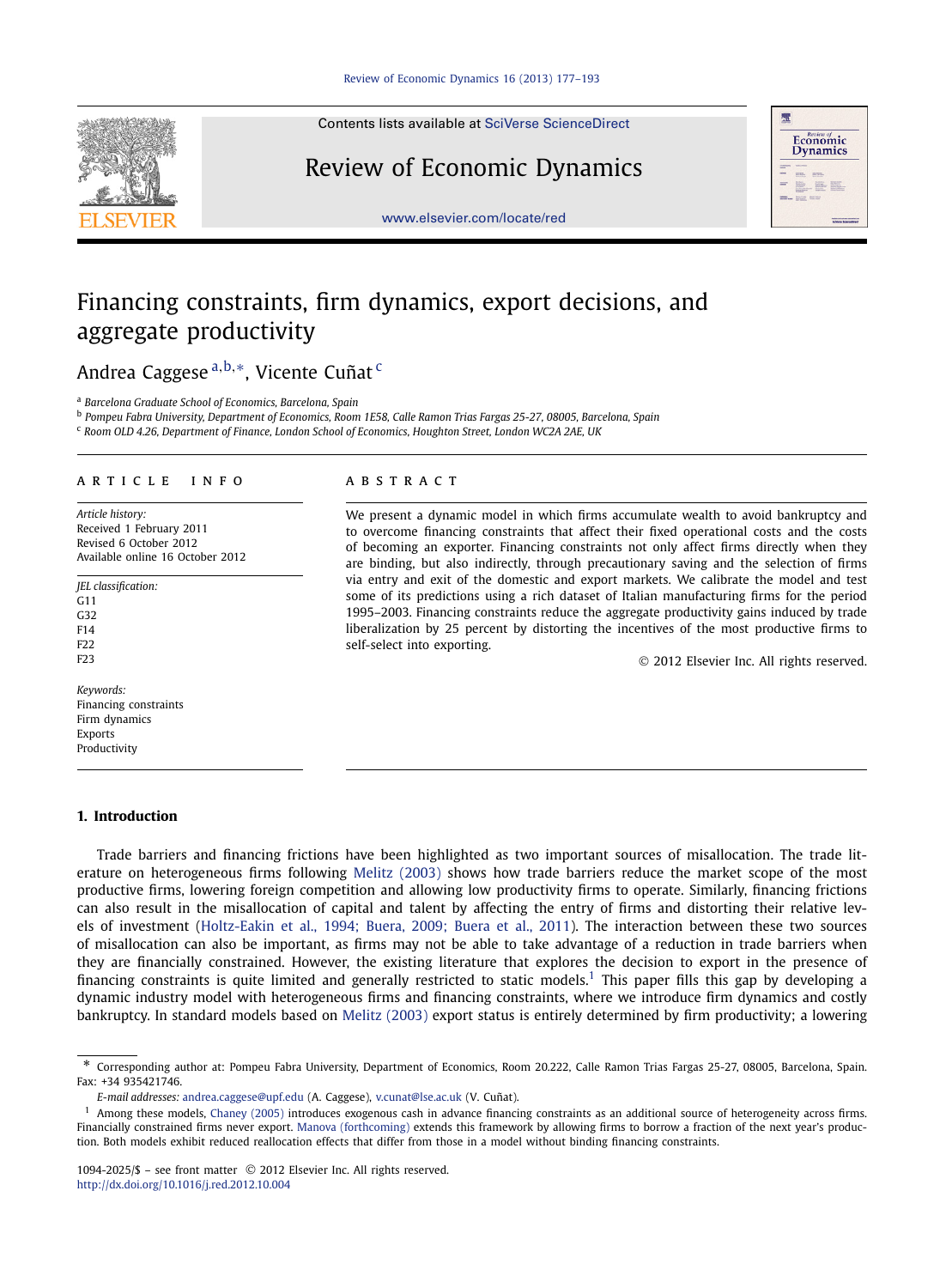# Financing constraints, firm dynamics, export decisions, and aggregate productivity

Andrea Caggese [a,b,*], Vicente Cuñat [c]

[a] Barcelona Graduate School of Economics, Barcelona, Spain

[b] Pompeu Fabra University, Department of Economics, Room 1E58, Calle Ramon Trias Fargas 25-27, 08005, Barcelona, Spain

[c] Room OLD 4.26, Department of Finance, London School of Economics, Houghton Street, London WC2A 2AE, UK

## ARTICLE INFO

*Article history:*
Received 1 February 2011
Revised 6 October 2012
Available online 16 October 2012

*JEL classification:*
G11
G32
F14
F22
F23

*Keywords:*
Financing constraints
Firm dynamics
Exports
Productivity

## ABSTRACT

We present a dynamic model in which firms accumulate wealth to avoid bankruptcy and to overcome financing constraints that affect their fixed operational costs and the costs of becoming an exporter. Financing constraints not only affect firms directly when they are binding, but also indirectly, through precautionary saving and the selection of firms via entry and exit of the domestic and export markets. We calibrate the model and test some of its predictions using a rich dataset of Italian manufacturing firms for the period 1995–2003. Financing constraints reduce the aggregate productivity gains induced by trade liberalization by 25 percent by distorting the incentives of the most productive firms to self-select into exporting.

© 2012 Elsevier Inc. All rights reserved.

## 1. Introduction

Trade barriers and financing frictions have been highlighted as two important sources of misallocation. The trade literature on heterogeneous firms following Melitz (2003) shows how trade barriers reduce the market scope of the most productive firms, lowering foreign competition and allowing low productivity firms to operate. Similarly, financing frictions can also result in the misallocation of capital and talent by affecting the entry of firms and distorting their relative levels of investment (Holtz-Eakin et al., 1994; Buera, 2009; Buera et al., 2011). The interaction between these two sources of misallocation can also be important, as firms may not be able to take advantage of a reduction in trade barriers when they are financially constrained. However, the existing literature that explores the decision to export in the presence of financing constraints is quite limited and generally restricted to static models.[1] This paper fills this gap by developing a dynamic industry model with heterogeneous firms and financing constraints, where we introduce firm dynamics and costly bankruptcy. In standard models based on Melitz (2003) export status is entirely determined by firm productivity; a lowering

---

* Corresponding author at: Pompeu Fabra University, Department of Economics, Room 20.222, Calle Ramon Trias Fargas 25-27, 08005, Barcelona, Spain. Fax: +34 935421746.

*E-mail addresses:* andrea.caggese@upf.edu (A. Caggese), v.cunat@lse.ac.uk (V. Cuñat).

[1] Among these models, Chaney (2005) introduces exogenous cash in advance financing constraints as an additional source of heterogeneity across firms. Financially constrained firms never export. Manova (forthcoming) extends this framework by allowing firms to borrow a fraction of the next year's production. Both models exhibit reduced reallocation effects that differ from those in a model without binding financing constraints.

1094-2025/$ – see front matter © 2012 Elsevier Inc. All rights reserved.
http://dx.doi.org/10.1016/j.red.2012.10.004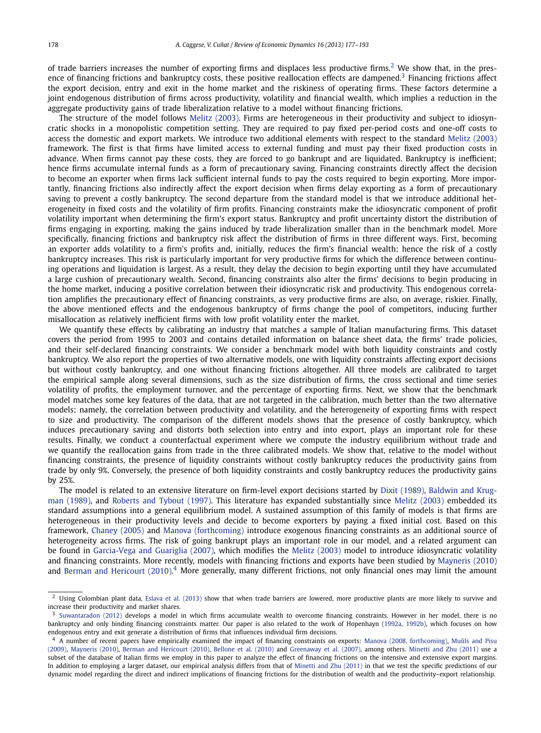of trade barriers increases the number of exporting firms and displaces less productive firms.[2] We show that, in the presence of financing frictions and bankruptcy costs, these positive reallocation effects are dampened.[3] Financing frictions affect the export decision, entry and exit in the home market and the riskiness of operating firms. These factors determine a joint endogenous distribution of firms across productivity, volatility and financial wealth, which implies a reduction in the aggregate productivity gains of trade liberalization relative to a model without financing frictions.

The structure of the model follows Melitz (2003). Firms are heterogeneous in their productivity and subject to idiosyncratic shocks in a monopolistic competition setting. They are required to pay fixed per-period costs and one-off costs to access the domestic and export markets. We introduce two additional elements with respect to the standard Melitz (2003) framework. The first is that firms have limited access to external funding and must pay their fixed production costs in advance. When firms cannot pay these costs, they are forced to go bankrupt and are liquidated. Bankruptcy is inefficient; hence firms accumulate internal funds as a form of precautionary saving. Financing constraints directly affect the decision to become an exporter when firms lack sufficient internal funds to pay the costs required to begin exporting. More importantly, financing frictions also indirectly affect the export decision when firms delay exporting as a form of precautionary saving to prevent a costly bankruptcy. The second departure from the standard model is that we introduce additional heterogeneity in fixed costs and the volatility of firm profits. Financing constraints make the idiosyncratic component of profit volatility important when determining the firm's export status. Bankruptcy and profit uncertainty distort the distribution of firms engaging in exporting, making the gains induced by trade liberalization smaller than in the benchmark model. More specifically, financing frictions and bankruptcy risk affect the distribution of firms in three different ways. First, becoming an exporter adds volatility to a firm's profits and, initially, reduces the firm's financial wealth; hence the risk of a costly bankruptcy increases. This risk is particularly important for very productive firms for which the difference between continuing operations and liquidation is largest. As a result, they delay the decision to begin exporting until they have accumulated a large cushion of precautionary wealth. Second, financing constraints also alter the firms' decisions to begin producing in the home market, inducing a positive correlation between their idiosyncratic risk and productivity. This endogenous correlation amplifies the precautionary effect of financing constraints, as very productive firms are also, on average, riskier. Finally, the above mentioned effects and the endogenous bankruptcy of firms change the pool of competitors, inducing further misallocation as relatively inefficient firms with low profit volatility enter the market.

We quantify these effects by calibrating an industry that matches a sample of Italian manufacturing firms. This dataset covers the period from 1995 to 2003 and contains detailed information on balance sheet data, the firms' trade policies, and their self-declared financing constraints. We consider a benchmark model with both liquidity constraints and costly bankruptcy. We also report the properties of two alternative models, one with liquidity constraints affecting export decisions but without costly bankruptcy, and one without financing frictions altogether. All three models are calibrated to target the empirical sample along several dimensions, such as the size distribution of firms, the cross sectional and time series volatility of profits, the employment turnover, and the percentage of exporting firms. Next, we show that the benchmark model matches some key features of the data, that are not targeted in the calibration, much better than the two alternative models; namely, the correlation between productivity and volatility, and the heterogeneity of exporting firms with respect to size and productivity. The comparison of the different models shows that the presence of costly bankruptcy, which induces precautionary saving and distorts both selection into entry and into export, plays an important role for these results. Finally, we conduct a counterfactual experiment where we compute the industry equilibrium without trade and we quantify the reallocation gains from trade in the three calibrated models. We show that, relative to the model without financing constraints, the presence of liquidity constraints without costly bankruptcy reduces the productivity gains from trade by only 9%. Conversely, the presence of both liquidity constraints and costly bankruptcy reduces the productivity gains by 25%.

The model is related to an extensive literature on firm-level export decisions started by Dixit (1989), Baldwin and Krugman (1989), and Roberts and Tybout (1997). This literature has expanded substantially since Melitz (2003) embedded its standard assumptions into a general equilibrium model. A sustained assumption of this family of models is that firms are heterogeneous in their productivity levels and decide to become exporters by paying a fixed initial cost. Based on this framework, Chaney (2005) and Manova (forthcoming) introduce exogenous financing constraints as an additional source of heterogeneity across firms. The risk of going bankrupt plays an important role in our model, and a related argument can be found in Garcia-Vega and Guariglia (2007), which modifies the Melitz (2003) model to introduce idiosyncratic volatility and financing constraints. More recently, models with financing frictions and exports have been studied by Mayneris (2010) and Berman and Hericourt (2010).[4] More generally, many different frictions, not only financial ones may limit the amount

[2] Using Colombian plant data, Eslava et al. (2013) show that when trade barriers are lowered, more productive plants are more likely to survive and increase their productivity and market shares.

[3] Suwantaradon (2012) develops a model in which firms accumulate wealth to overcome financing constraints. However in her model, there is no bankruptcy and only binding financing constraints matter. Our paper is also related to the work of Hopenhayn (1992a, 1992b), which focuses on how endogenous entry and exit generate a distribution of firms that influences individual firm decisions.

[4] A number of recent papers have empirically examined the impact of financing constraints on exports: Manova (2008, forthcoming), Muûls and Pisu (2009), Mayneris (2010), Berman and Hericourt (2010), Bellone et al. (2010) and Greenaway et al. (2007), among others. Minetti and Zhu (2011) use a subset of the database of Italian firms we employ in this paper to analyze the effect of financing frictions on the intensive and extensive export margins. In addition to employing a larger dataset, our empirical analysis differs from that of Minetti and Zhu (2011) in that we test the specific predictions of our dynamic model regarding the direct and indirect implications of financing frictions for the distribution of wealth and the productivity–export relationship.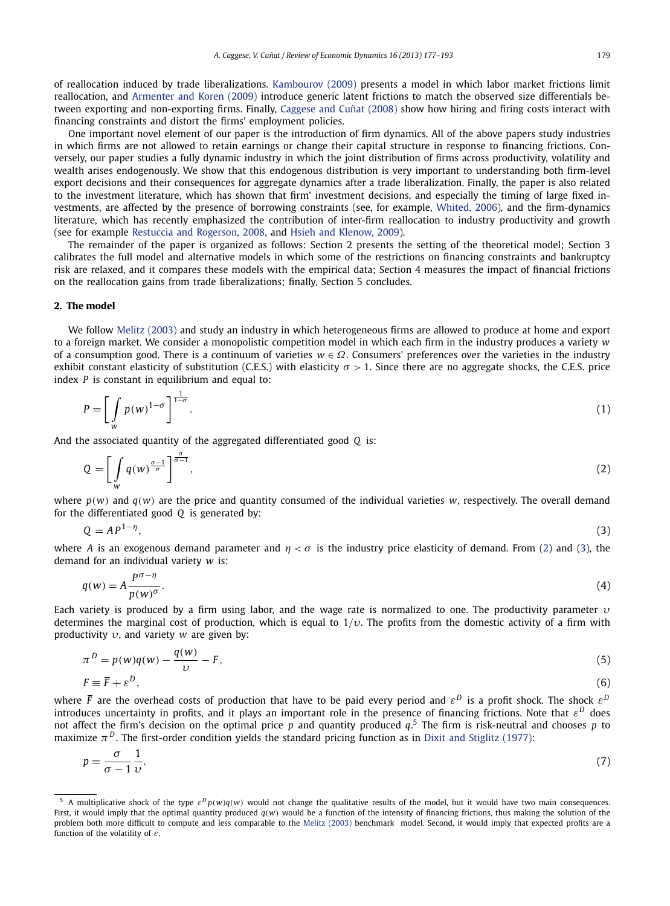of reallocation induced by trade liberalizations. Kambourov (2009) presents a model in which labor market frictions limit reallocation, and Armenter and Koren (2009) introduce generic latent frictions to match the observed size differentials between exporting and non-exporting firms. Finally, Caggese and Cuñat (2008) show how hiring and firing costs interact with financing constraints and distort the firms' employment policies.

One important novel element of our paper is the introduction of firm dynamics. All of the above papers study industries in which firms are not allowed to retain earnings or change their capital structure in response to financing frictions. Conversely, our paper studies a fully dynamic industry in which the joint distribution of firms across productivity, volatility and wealth arises endogenously. We show that this endogenous distribution is very important to understanding both firm-level export decisions and their consequences for aggregate dynamics after a trade liberalization. Finally, the paper is also related to the investment literature, which has shown that firm' investment decisions, and especially the timing of large fixed investments, are affected by the presence of borrowing constraints (see, for example, Whited, 2006), and the firm-dynamics literature, which has recently emphasized the contribution of inter-firm reallocation to industry productivity and growth (see for example Restuccia and Rogerson, 2008, and Hsieh and Klenow, 2009).

The remainder of the paper is organized as follows: Section 2 presents the setting of the theoretical model; Section 3 calibrates the full model and alternative models in which some of the restrictions on financing constraints and bankruptcy risk are relaxed, and it compares these models with the empirical data; Section 4 measures the impact of financial frictions on the reallocation gains from trade liberalizations; finally, Section 5 concludes.

## 2. The model

We follow Melitz (2003) and study an industry in which heterogeneous firms are allowed to produce at home and export to a foreign market. We consider a monopolistic competition model in which each firm in the industry produces a variety $w$ of a consumption good. There is a continuum of varieties $w \in \Omega$. Consumers' preferences over the varieties in the industry exhibit constant elasticity of substitution (C.E.S.) with elasticity $\sigma > 1$. Since there are no aggregate shocks, the C.E.S. price index $P$ is constant in equilibrium and equal to:

$$P = \left[ \int_{w} p(w)^{1-\sigma} \right]^{\frac{1}{1-\sigma}}. \tag{1}$$

And the associated quantity of the aggregated differentiated good $Q$ is:

$$Q = \left[ \int_{w} q(w)^{\frac{\sigma-1}{\sigma}} \right]^{\frac{\sigma}{\sigma-1}}, \tag{2}$$

where $p(w)$ and $q(w)$ are the price and quantity consumed of the individual varieties $w$, respectively. The overall demand for the differentiated good $Q$ is generated by:

$$Q = AP^{1-\eta}, \tag{3}$$

where $A$ is an exogenous demand parameter and $\eta < \sigma$ is the industry price elasticity of demand. From (2) and (3), the demand for an individual variety $w$ is:

$$q(w) = A \frac{P^{\sigma-\eta}}{p(w)^{\sigma}}. \tag{4}$$

Each variety is produced by a firm using labor, and the wage rate is normalized to one. The productivity parameter $\upsilon$ determines the marginal cost of production, which is equal to $1/\upsilon$. The profits from the domestic activity of a firm with productivity $\upsilon$, and variety $w$ are given by:

$$\pi^{D} = p(w)q(w) - \frac{q(w)}{\upsilon} - F, \tag{5}$$

$$F \equiv \overline{F} + \varepsilon^{D}, \tag{6}$$

where $\overline{F}$ are the overhead costs of production that have to be paid every period and $\varepsilon^{D}$ is a profit shock. The shock $\varepsilon^{D}$ introduces uncertainty in profits, and it plays an important role in the presence of financing frictions. Note that $\varepsilon^{D}$ does not affect the firm's decision on the optimal price $p$ and quantity produced $q$.[5] The firm is risk-neutral and chooses $p$ to maximize $\pi^{D}$. The first-order condition yields the standard pricing function as in Dixit and Stiglitz (1977):

$$p = \frac{\sigma}{\sigma-1} \frac{1}{\upsilon}. \tag{7}$$

[5] A multiplicative shock of the type $\varepsilon^{D} p(w)q(w)$ would not change the qualitative results of the model, but it would have two main consequences. First, it would imply that the optimal quantity produced $q(w)$ would be a function of the intensity of financing frictions, thus making the solution of the problem both more difficult to compute and less comparable to the Melitz (2003) benchmark model. Second, it would imply that expected profits are a function of the volatility of $\varepsilon$.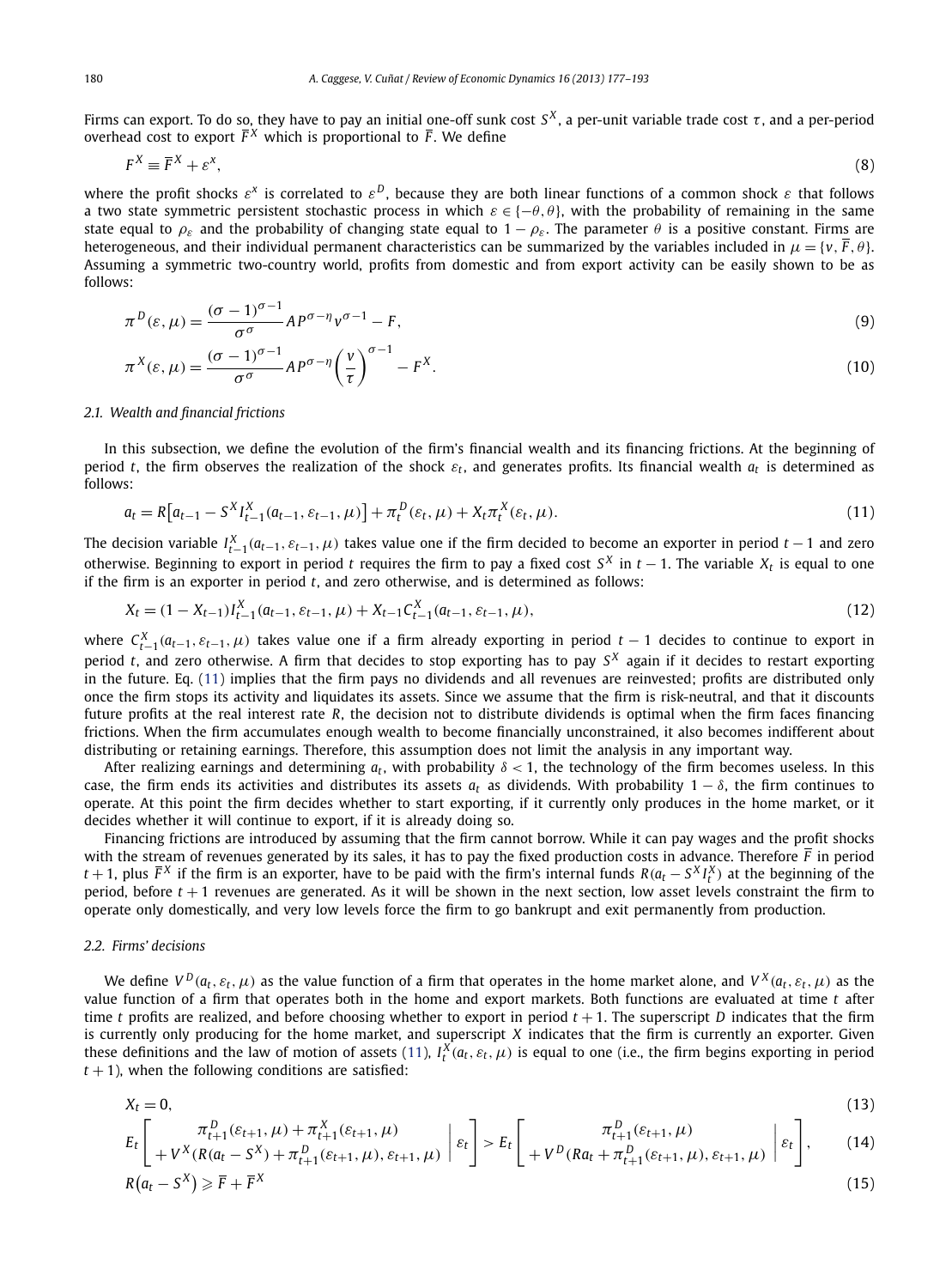Firms can export. To do so, they have to pay an initial one-off sunk cost $S^X$, a per-unit variable trade cost $\tau$, and a per-period overhead cost to export $\overline{F}^X$ which is proportional to $\overline{F}$. We define

$$F^X \equiv \overline{F}^X + \varepsilon^x, \tag{8}$$

where the profit shocks $\varepsilon^x$ is correlated to $\varepsilon^D$, because they are both linear functions of a common shock $\varepsilon$ that follows a two state symmetric persistent stochastic process in which $\varepsilon \in \{-\theta, \theta\}$, with the probability of remaining in the same state equal to $\rho_\varepsilon$ and the probability of changing state equal to $1-\rho_\varepsilon$. The parameter $\theta$ is a positive constant. Firms are heterogeneous, and their individual permanent characteristics can be summarized by the variables included in $\mu = \{v, \overline{F}, \theta\}$. Assuming a symmetric two-country world, profits from domestic and from export activity can be easily shown to be as follows:

$$\pi^D(\varepsilon, \mu) = \frac{(\sigma-1)^{\sigma-1}}{\sigma^\sigma} A P^{\sigma-\eta} v^{\sigma-1} - F, \tag{9}$$

$$\pi^X(\varepsilon, \mu) = \frac{(\sigma-1)^{\sigma-1}}{\sigma^\sigma} A P^{\sigma-\eta} \left(\frac{v}{\tau}\right)^{\sigma-1} - F^X. \tag{10}$$

### 2.1. Wealth and financial frictions

In this subsection, we define the evolution of the firm's financial wealth and its financing frictions. At the beginning of period $t$, the firm observes the realization of the shock $\varepsilon_t$, and generates profits. Its financial wealth $a_t$ is determined as follows:

$$a_t = R\big[a_{t-1} - S^X I^X_{t-1}(a_{t-1}, \varepsilon_{t-1}, \mu)\big] + \pi^D_t(\varepsilon_t, \mu) + X_t \pi^X_t(\varepsilon_t, \mu). \tag{11}$$

The decision variable $I^X_{t-1}(a_{t-1}, \varepsilon_{t-1}, \mu)$ takes value one if the firm decided to become an exporter in period $t-1$ and zero otherwise. Beginning to export in period $t$ requires the firm to pay a fixed cost $S^X$ in $t-1$. The variable $X_t$ is equal to one if the firm is an exporter in period $t$, and zero otherwise, and is determined as follows:

$$X_t = (1 - X_{t-1}) I^X_{t-1}(a_{t-1}, \varepsilon_{t-1}, \mu) + X_{t-1} C^X_{t-1}(a_{t-1}, \varepsilon_{t-1}, \mu), \tag{12}$$

where $C^X_{t-1}(a_{t-1}, \varepsilon_{t-1}, \mu)$ takes value one if a firm already exporting in period $t-1$ decides to continue to export in period $t$, and zero otherwise. A firm that decides to stop exporting has to pay $S^X$ again if it decides to restart exporting in the future. Eq. (11) implies that the firm pays no dividends and all revenues are reinvested; profits are distributed only once the firm stops its activity and liquidates its assets. Since we assume that the firm is risk-neutral, and that it discounts future profits at the real interest rate $R$, the decision not to distribute dividends is optimal when the firm faces financing frictions. When the firm accumulates enough wealth to become financially unconstrained, it also becomes indifferent about distributing or retaining earnings. Therefore, this assumption does not limit the analysis in any important way.

After realizing earnings and determining $a_t$, with probability $\delta < 1$, the technology of the firm becomes useless. In this case, the firm ends its activities and distributes its assets $a_t$ as dividends. With probability $1-\delta$, the firm continues to operate. At this point the firm decides whether to start exporting, if it currently only produces in the home market, or it decides whether it will continue to export, if it is already doing so.

Financing frictions are introduced by assuming that the firm cannot borrow. While it can pay wages and the profit shocks with the stream of revenues generated by its sales, it has to pay the fixed production costs in advance. Therefore $\overline{F}$ in period $t+1$, plus $\overline{F}^X$ if the firm is an exporter, have to be paid with the firm's internal funds $R(a_t - S^X I^X_t)$ at the beginning of the period, before $t+1$ revenues are generated. As it will be shown in the next section, low asset levels constraint the firm to operate only domestically, and very low levels force the firm to go bankrupt and exit permanently from production.

### 2.2. Firms' decisions

We define $V^D(a_t, \varepsilon_t, \mu)$ as the value function of a firm that operates in the home market alone, and $V^X(a_t, \varepsilon_t, \mu)$ as the value function of a firm that operates both in the home and export markets. Both functions are evaluated at time $t$ after time $t$ profits are realized, and before choosing whether to export in period $t+1$. The superscript $D$ indicates that the firm is currently only producing for the home market, and superscript $X$ indicates that the firm is currently an exporter. Given these definitions and the law of motion of assets (11), $I^X_t(a_t, \varepsilon_t, \mu)$ is equal to one (i.e., the firm begins exporting in period $t+1$), when the following conditions are satisfied:

$$X_t = 0, \tag{13}$$

$$E_t\left[\begin{array}{c} \pi^D_{t+1}(\varepsilon_{t+1}, \mu) + \pi^X_{t+1}(\varepsilon_{t+1}, \mu) \\ + V^X(R(a_t - S^X) + \pi^D_{t+1}(\varepsilon_{t+1}, \mu), \varepsilon_{t+1}, \mu) \end{array} \middle| \varepsilon_t\right] > E_t\left[\begin{array}{c} \pi^D_{t+1}(\varepsilon_{t+1}, \mu) \\ + V^D(Ra_t + \pi^D_{t+1}(\varepsilon_{t+1}, \mu), \varepsilon_{t+1}, \mu) \end{array} \middle| \varepsilon_t\right], \tag{14}$$

$$R(a_t - S^X) \geqslant \overline{F} + \overline{F}^X \tag{15}$$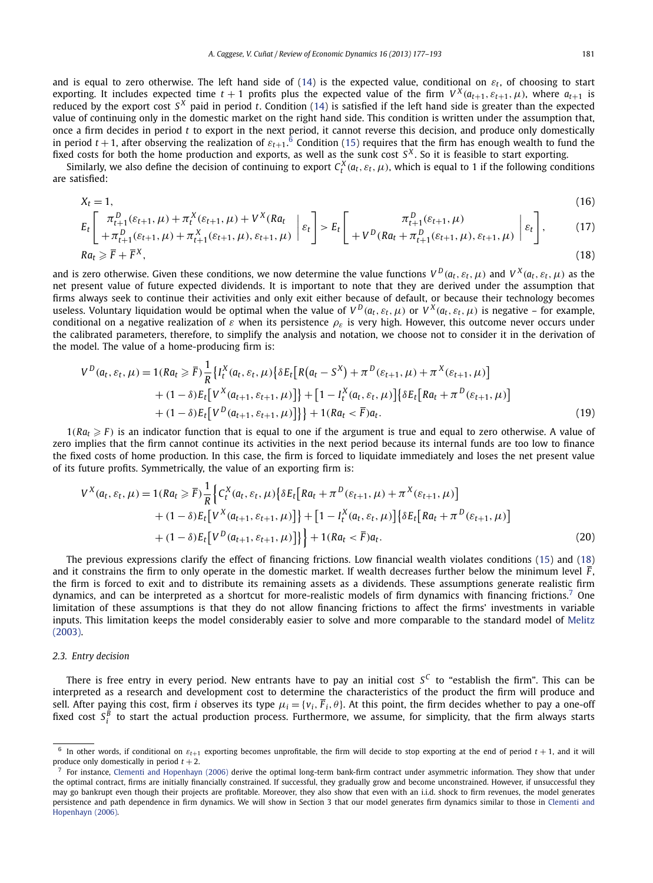and is equal to zero otherwise. The left hand side of (14) is the expected value, conditional on $\varepsilon_t$, of choosing to start exporting. It includes expected time $t+1$ profits plus the expected value of the firm $V^X(a_{t+1}, \varepsilon_{t+1}, \mu)$, where $a_{t+1}$ is reduced by the export cost $S^X$ paid in period $t$. Condition (14) is satisfied if the left hand side is greater than the expected value of continuing only in the domestic market on the right hand side. This condition is written under the assumption that, once a firm decides in period $t$ to export in the next period, it cannot reverse this decision, and produce only domestically in period $t+1$, after observing the realization of $\varepsilon_{t+1}$.[6] Condition (15) requires that the firm has enough wealth to fund the fixed costs for both the home production and exports, as well as the sunk cost $S^X$. So it is feasible to start exporting.

Similarly, we also define the decision of continuing to export $C_t^X(a_t, \varepsilon_t, \mu)$, which is equal to 1 if the following conditions are satisfied:

$$X_t = 1, \tag{16}$$

$$E_t\left[\begin{array}{c} \pi_{t+1}^D(\varepsilon_{t+1}, \mu) + \pi_t^X(\varepsilon_{t+1}, \mu) + V^X(Ra_t \\ + \pi_{t+1}^D(\varepsilon_{t+1}, \mu) + \pi_{t+1}^X(\varepsilon_{t+1}, \mu), \varepsilon_{t+1}, \mu) \end{array} \middle| \, \varepsilon_t \right] > E_t\left[\begin{array}{c} \pi_{t+1}^D(\varepsilon_{t+1}, \mu) \\ + V^D(Ra_t + \pi_{t+1}^D(\varepsilon_{t+1}, \mu), \varepsilon_{t+1}, \mu) \end{array} \middle| \, \varepsilon_t \right], \tag{17}$$

$$Ra_t \geqslant \overline{F} + \overline{F}^X, \tag{18}$$

and is zero otherwise. Given these conditions, we now determine the value functions $V^D(a_t, \varepsilon_t, \mu)$ and $V^X(a_t, \varepsilon_t, \mu)$ as the net present value of future expected dividends. It is important to note that they are derived under the assumption that firms always seek to continue their activities and only exit either because of default, or because their technology becomes useless. Voluntary liquidation would be optimal when the value of $V^D(a_t, \varepsilon_t, \mu)$ or $V^X(a_t, \varepsilon_t, \mu)$ is negative – for example, conditional on a negative realization of $\varepsilon$ when its persistence $\rho_\varepsilon$ is very high. However, this outcome never occurs under the calibrated parameters, therefore, to simplify the analysis and notation, we choose not to consider it in the derivation of the model. The value of a home-producing firm is:

$$\begin{aligned} V^D(a_t, \varepsilon_t, \mu) = {} & 1(Ra_t \geqslant \overline{F})\frac{1}{R}\big\{I_t^X(a_t, \varepsilon_t, \mu)\big\{\delta E_t\big[R\big(a_t - S^X\big) + \pi^D(\varepsilon_{t+1}, \mu) + \pi^X(\varepsilon_{t+1}, \mu)\big] \\ & + (1-\delta)E_t\big[V^X(a_{t+1}, \varepsilon_{t+1}, \mu)\big]\big\} + \big[1 - I_t^X(a_t, \varepsilon_t, \mu)\big]\big\{\delta E_t\big[Ra_t + \pi^D(\varepsilon_{t+1}, \mu)\big] \\ & + (1-\delta)E_t\big[V^D(a_{t+1}, \varepsilon_{t+1}, \mu)\big]\big\}\big\} + 1(Ra_t < \overline{F})a_t. \end{aligned} \tag{19}$$

$1(Ra_t \geqslant F)$ is an indicator function that is equal to one if the argument is true and equal to zero otherwise. A value of zero implies that the firm cannot continue its activities in the next period because its internal funds are too low to finance the fixed costs of home production. In this case, the firm is forced to liquidate immediately and loses the net present value of its future profits. Symmetrically, the value of an exporting firm is:

$$\begin{aligned} V^X(a_t, \varepsilon_t, \mu) = {} & 1(Ra_t \geqslant \overline{F})\frac{1}{R}\Big\{C_t^X(a_t, \varepsilon_t, \mu)\big\{\delta E_t\big[Ra_t + \pi^D(\varepsilon_{t+1}, \mu) + \pi^X(\varepsilon_{t+1}, \mu)\big] \\ & + (1-\delta)E_t\big[V^X(a_{t+1}, \varepsilon_{t+1}, \mu)\big]\big\} + \big[1 - I_t^X(a_t, \varepsilon_t, \mu)\big]\big\{\delta E_t\big[Ra_t + \pi^D(\varepsilon_{t+1}, \mu)\big] \\ & + (1-\delta)E_t\big[V^D(a_{t+1}, \varepsilon_{t+1}, \mu)\big]\big\}\Big\} + 1(Ra_t < \overline{F})a_t. \end{aligned} \tag{20}$$

The previous expressions clarify the effect of financing frictions. Low financial wealth violates conditions (15) and (18) and it constrains the firm to only operate in the domestic market. If wealth decreases further below the minimum level $\overline{F}$, the firm is forced to exit and to distribute its remaining assets as a dividends. These assumptions generate realistic firm dynamics, and can be interpreted as a shortcut for more-realistic models of firm dynamics with financing frictions.[7] One limitation of these assumptions is that they do not allow financing frictions to affect the firms' investments in variable inputs. This limitation keeps the model considerably easier to solve and more comparable to the standard model of Melitz (2003).

### 2.3. Entry decision

There is free entry in every period. New entrants have to pay an initial cost $S^C$ to "establish the firm". This can be interpreted as a research and development cost to determine the characteristics of the product the firm will produce and sell. After paying this cost, firm $i$ observes its type $\mu_i = \{v_i, \overline{F}_i, \theta\}$. At this point, the firm decides whether to pay a one-off fixed cost $S_i^B$ to start the actual production process. Furthermore, we assume, for simplicity, that the firm always starts

---

[6] In other words, if conditional on $\varepsilon_{t+1}$ exporting becomes unprofitable, the firm will decide to stop exporting at the end of period $t+1$, and it will produce only domestically in period $t+2$.

[7] For instance, Clementi and Hopenhayn (2006) derive the optimal long-term bank-firm contract under asymmetric information. They show that under the optimal contract, firms are initially financially constrained. If successful, they gradually grow and become unconstrained. However, if unsuccessful they may go bankrupt even though their projects are profitable. Moreover, they also show that even with an i.i.d. shock to firm revenues, the model generates persistence and path dependence in firm dynamics. We will show in Section 3 that our model generates firm dynamics similar to those in Clementi and Hopenhayn (2006).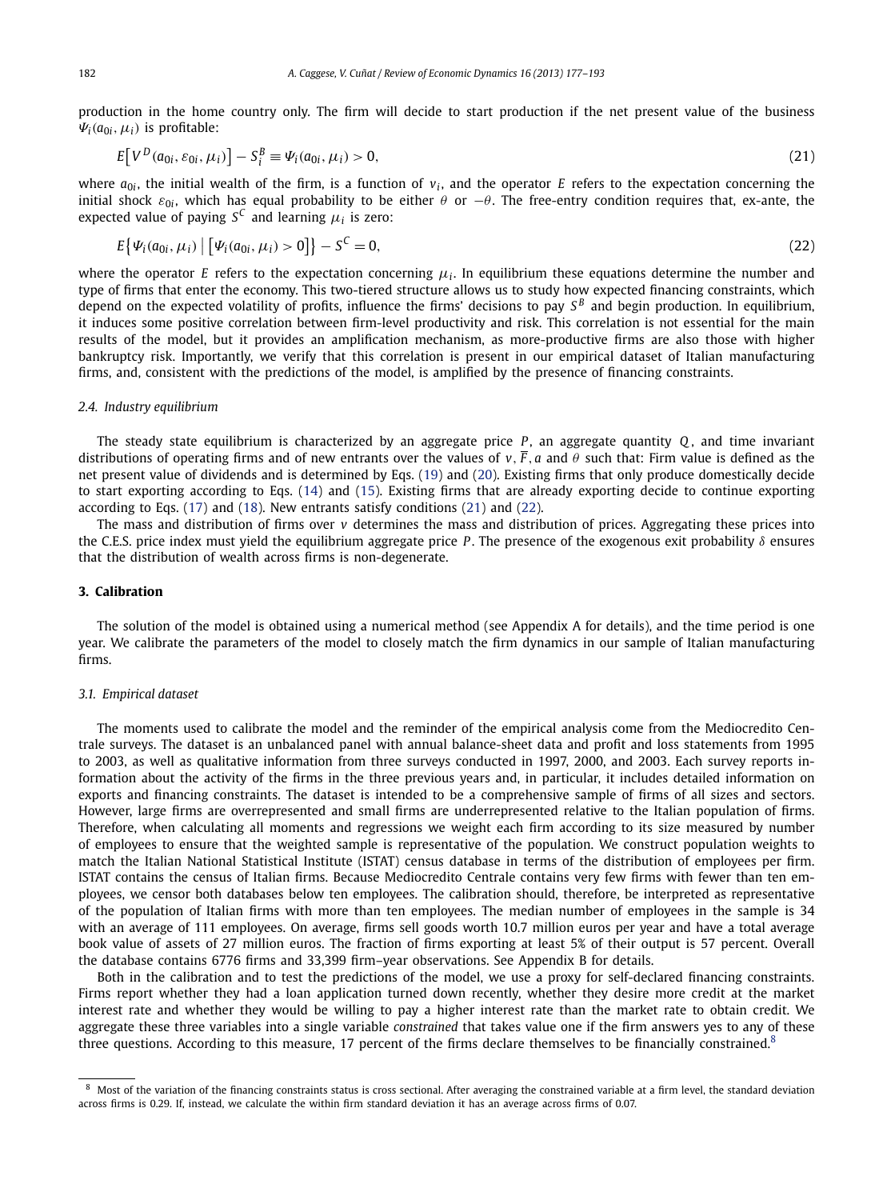production in the home country only. The firm will decide to start production if the net present value of the business $\Psi_i(a_{0i}, \mu_i)$ is profitable:

$$E\left[V^D(a_{0i}, \varepsilon_{0i}, \mu_i)\right] - S_i^B \equiv \Psi_i(a_{0i}, \mu_i) > 0, \tag{21}$$

where $a_{0i}$, the initial wealth of the firm, is a function of $v_i$, and the operator $E$ refers to the expectation concerning the initial shock $\varepsilon_{0i}$, which has equal probability to be either $\theta$ or $-\theta$. The free-entry condition requires that, ex-ante, the expected value of paying $S^C$ and learning $\mu_i$ is zero:

$$E\left\{\Psi_i(a_{0i}, \mu_i) \,\middle|\, \left[\Psi_i(a_{0i}, \mu_i) > 0\right]\right\} - S^C = 0, \tag{22}$$

where the operator $E$ refers to the expectation concerning $\mu_i$. In equilibrium these equations determine the number and type of firms that enter the economy. This two-tiered structure allows us to study how expected financing constraints, which depend on the expected volatility of profits, influence the firms' decisions to pay $S^B$ and begin production. In equilibrium, it induces some positive correlation between firm-level productivity and risk. This correlation is not essential for the main results of the model, but it provides an amplification mechanism, as more-productive firms are also those with higher bankruptcy risk. Importantly, we verify that this correlation is present in our empirical dataset of Italian manufacturing firms, and, consistent with the predictions of the model, is amplified by the presence of financing constraints.

### 2.4. Industry equilibrium

The steady state equilibrium is characterized by an aggregate price $P$, an aggregate quantity $Q$, and time invariant distributions of operating firms and of new entrants over the values of $v$, $\overline{F}$, $a$ and $\theta$ such that: Firm value is defined as the net present value of dividends and is determined by Eqs. (19) and (20). Existing firms that only produce domestically decide to start exporting according to Eqs. (14) and (15). Existing firms that are already exporting decide to continue exporting according to Eqs. (17) and (18). New entrants satisfy conditions (21) and (22).

The mass and distribution of firms over $v$ determines the mass and distribution of prices. Aggregating these prices into the C.E.S. price index must yield the equilibrium aggregate price $P$. The presence of the exogenous exit probability $\delta$ ensures that the distribution of wealth across firms is non-degenerate.

## 3. Calibration

The solution of the model is obtained using a numerical method (see Appendix A for details), and the time period is one year. We calibrate the parameters of the model to closely match the firm dynamics in our sample of Italian manufacturing firms.

### 3.1. Empirical dataset

The moments used to calibrate the model and the reminder of the empirical analysis come from the Mediocredito Centrale surveys. The dataset is an unbalanced panel with annual balance-sheet data and profit and loss statements from 1995 to 2003, as well as qualitative information from three surveys conducted in 1997, 2000, and 2003. Each survey reports information about the activity of the firms in the three previous years and, in particular, it includes detailed information on exports and financing constraints. The dataset is intended to be a comprehensive sample of firms of all sizes and sectors. However, large firms are overrepresented and small firms are underrepresented relative to the Italian population of firms. Therefore, when calculating all moments and regressions we weight each firm according to its size measured by number of employees to ensure that the weighted sample is representative of the population. We construct population weights to match the Italian National Statistical Institute (ISTAT) census database in terms of the distribution of employees per firm. ISTAT contains the census of Italian firms. Because Mediocredito Centrale contains very few firms with fewer than ten employees, we censor both databases below ten employees. The calibration should, therefore, be interpreted as representative of the population of Italian firms with more than ten employees. The median number of employees in the sample is 34 with an average of 111 employees. On average, firms sell goods worth 10.7 million euros per year and have a total average book value of assets of 27 million euros. The fraction of firms exporting at least 5% of their output is 57 percent. Overall the database contains 6776 firms and 33,399 firm–year observations. See Appendix B for details.

Both in the calibration and to test the predictions of the model, we use a proxy for self-declared financing constraints. Firms report whether they had a loan application turned down recently, whether they desire more credit at the market interest rate and whether they would be willing to pay a higher interest rate than the market rate to obtain credit. We aggregate these three variables into a single variable *constrained* that takes value one if the firm answers yes to any of these three questions. According to this measure, 17 percent of the firms declare themselves to be financially constrained.[8]

[8] Most of the variation of the financing constraints status is cross sectional. After averaging the constrained variable at a firm level, the standard deviation across firms is 0.29. If, instead, we calculate the within firm standard deviation it has an average across firms of 0.07.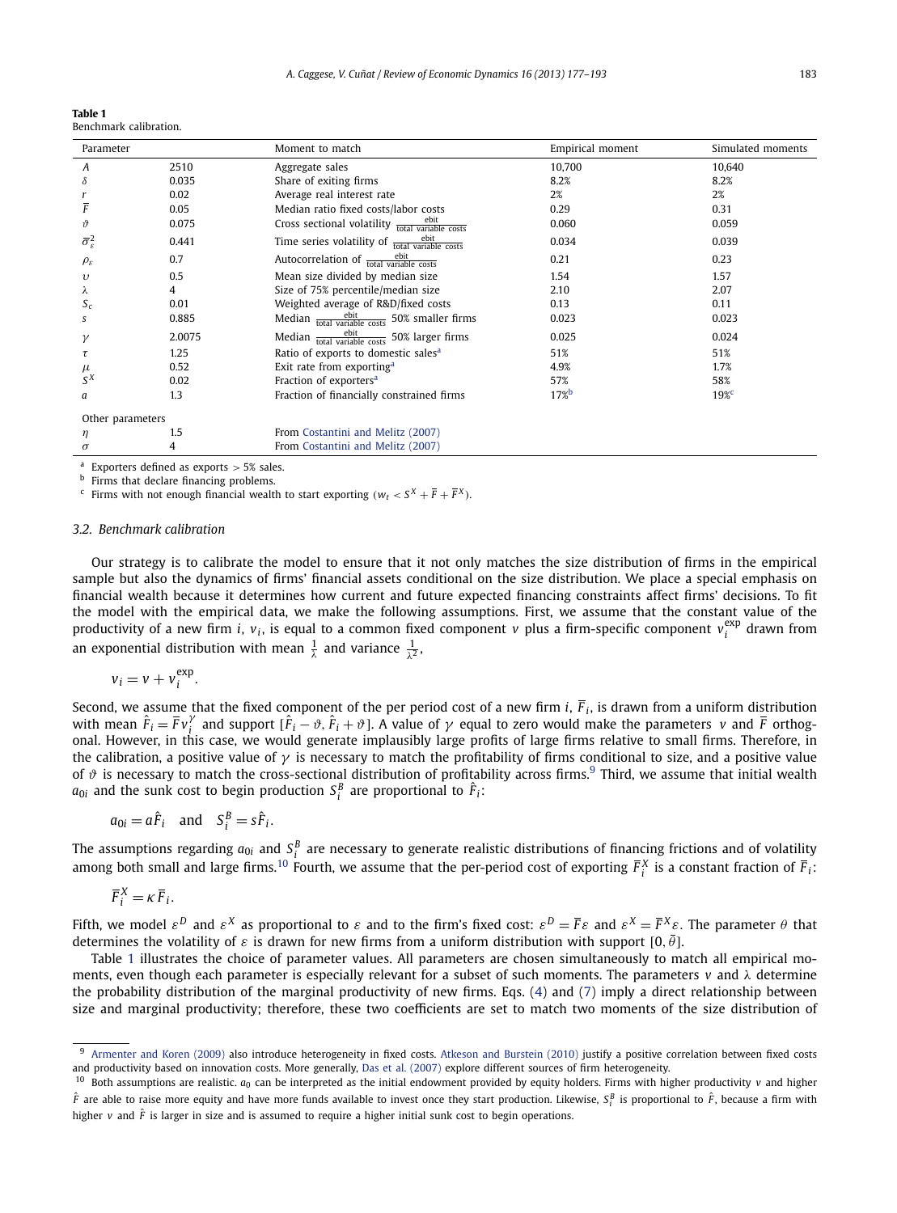**Table 1**
Benchmark calibration.

| Parameter | | Moment to match | Empirical moment | Simulated moments |
|---|---|---|---|---|
| $A$ | 2510 | Aggregate sales | 10,700 | 10,640 |
| $\delta$ | 0.035 | Share of exiting firms | 8.2% | 8.2% |
| $r$ | 0.02 | Average real interest rate | 2% | 2% |
| $\overline{F}$ | 0.05 | Median ratio fixed costs/labor costs | 0.29 | 0.31 |
| $\vartheta$ | 0.075 | Cross sectional volatility $\frac{\text{ebit}}{\text{total variable costs}}$ | 0.060 | 0.059 |
| $\overline{\sigma}_{\varepsilon}^{2}$ | 0.441 | Time series volatility of $\frac{\text{ebit}}{\text{total variable costs}}$ | 0.034 | 0.039 |
| $\rho_{\varepsilon}$ | 0.7 | Autocorrelation of $\frac{\text{ebit}}{\text{total variable costs}}$ | 0.21 | 0.23 |
| $\upsilon$ | 0.5 | Mean size divided by median size | 1.54 | 1.57 |
| $\lambda$ | 4 | Size of 75% percentile/median size | 2.10 | 2.07 |
| $S_c$ | 0.01 | Weighted average of R&D/fixed costs | 0.13 | 0.11 |
| $s$ | 0.885 | Median $\frac{\text{ebit}}{\text{total variable costs}}$ 50% smaller firms | 0.023 | 0.023 |
| $\gamma$ | 2.0075 | Median $\frac{\text{ebit}}{\text{total variable costs}}$ 50% larger firms | 0.025 | 0.024 |
| $\tau$ | 1.25 | Ratio of exports to domestic sales[a] | 51% | 51% |
| $\mu$ | 0.52 | Exit rate from exporting[a] | 4.9% | 1.7% |
| $S^X$ | 0.02 | Fraction of exporters[a] | 57% | 58% |
| $a$ | 1.3 | Fraction of financially constrained firms | 17%[b] | 19%[c] |
| Other parameters | | | | |
| $\eta$ | 1.5 | From Costantini and Melitz (2007) | | |
| $\sigma$ | 4 | From Costantini and Melitz (2007) | | |

[a] Exporters defined as exports > 5% sales.
[b] Firms that declare financing problems.
[c] Firms with not enough financial wealth to start exporting ($w_t < S^X + \overline{F} + \overline{F}^X$).

### 3.2. Benchmark calibration

Our strategy is to calibrate the model to ensure that it not only matches the size distribution of firms in the empirical sample but also the dynamics of firms' financial assets conditional on the size distribution. We place a special emphasis on financial wealth because it determines how current and future expected financing constraints affect firms' decisions. To fit the model with the empirical data, we make the following assumptions. First, we assume that the constant value of the productivity of a new firm $i$, $v_i$, is equal to a common fixed component $v$ plus a firm-specific component $v_i^{\exp}$ drawn from an exponential distribution with mean $\frac{1}{\lambda}$ and variance $\frac{1}{\lambda^2}$,

$$v_i = v + v_i^{\exp}.$$

Second, we assume that the fixed component of the per period cost of a new firm $i$, $\overline{F}_i$, is drawn from a uniform distribution with mean $\hat{F}_i = \overline{F} v_i^{\gamma}$ and support $[\hat{F}_i - \vartheta, \hat{F}_i + \vartheta]$. A value of $\gamma$ equal to zero would make the parameters $v$ and $\overline{F}$ orthogonal. However, in this case, we would generate implausibly large profits of large firms relative to small firms. Therefore, in the calibration, a positive value of $\gamma$ is necessary to match the profitability of firms conditional to size, and a positive value of $\vartheta$ is necessary to match the cross-sectional distribution of profitability across firms.[9] Third, we assume that initial wealth $a_{0i}$ and the sunk cost to begin production $S_i^B$ are proportional to $\hat{F}_i$:

$$a_{0i} = a\hat{F}_i \quad \text{and} \quad S_i^B = s\hat{F}_i.$$

The assumptions regarding $a_{0i}$ and $S_i^B$ are necessary to generate realistic distributions of financing frictions and of volatility among both small and large firms.[10] Fourth, we assume that the per-period cost of exporting $\overline{F}_i^X$ is a constant fraction of $\overline{F}_i$:

$$\overline{F}_i^X = \kappa \overline{F}_i.$$

Fifth, we model $\varepsilon^D$ and $\varepsilon^X$ as proportional to $\varepsilon$ and to the firm's fixed cost: $\varepsilon^D = \overline{F}\varepsilon$ and $\varepsilon^X = \overline{F}^X\varepsilon$. The parameter $\theta$ that determines the volatility of $\varepsilon$ is drawn for new firms from a uniform distribution with support $[0, \bar{\theta}]$.

Table 1 illustrates the choice of parameter values. All parameters are chosen simultaneously to match all empirical moments, even though each parameter is especially relevant for a subset of such moments. The parameters $v$ and $\lambda$ determine the probability distribution of the marginal productivity of new firms. Eqs. (4) and (7) imply a direct relationship between size and marginal productivity; therefore, these two coefficients are set to match two moments of the size distribution of

[9] Armenter and Koren (2009) also introduce heterogeneity in fixed costs. Atkeson and Burstein (2010) justify a positive correlation between fixed costs and productivity based on innovation costs. More generally, Das et al. (2007) explore different sources of firm heterogeneity.

[10] Both assumptions are realistic. $a_0$ can be interpreted as the initial endowment provided by equity holders. Firms with higher productivity $v$ and higher $\hat{F}$ are able to raise more equity and have more funds available to invest once they start production. Likewise, $S_i^B$ is proportional to $\hat{F}$, because a firm with higher $v$ and $\hat{F}$ is larger in size and is assumed to require a higher initial sunk cost to begin operations.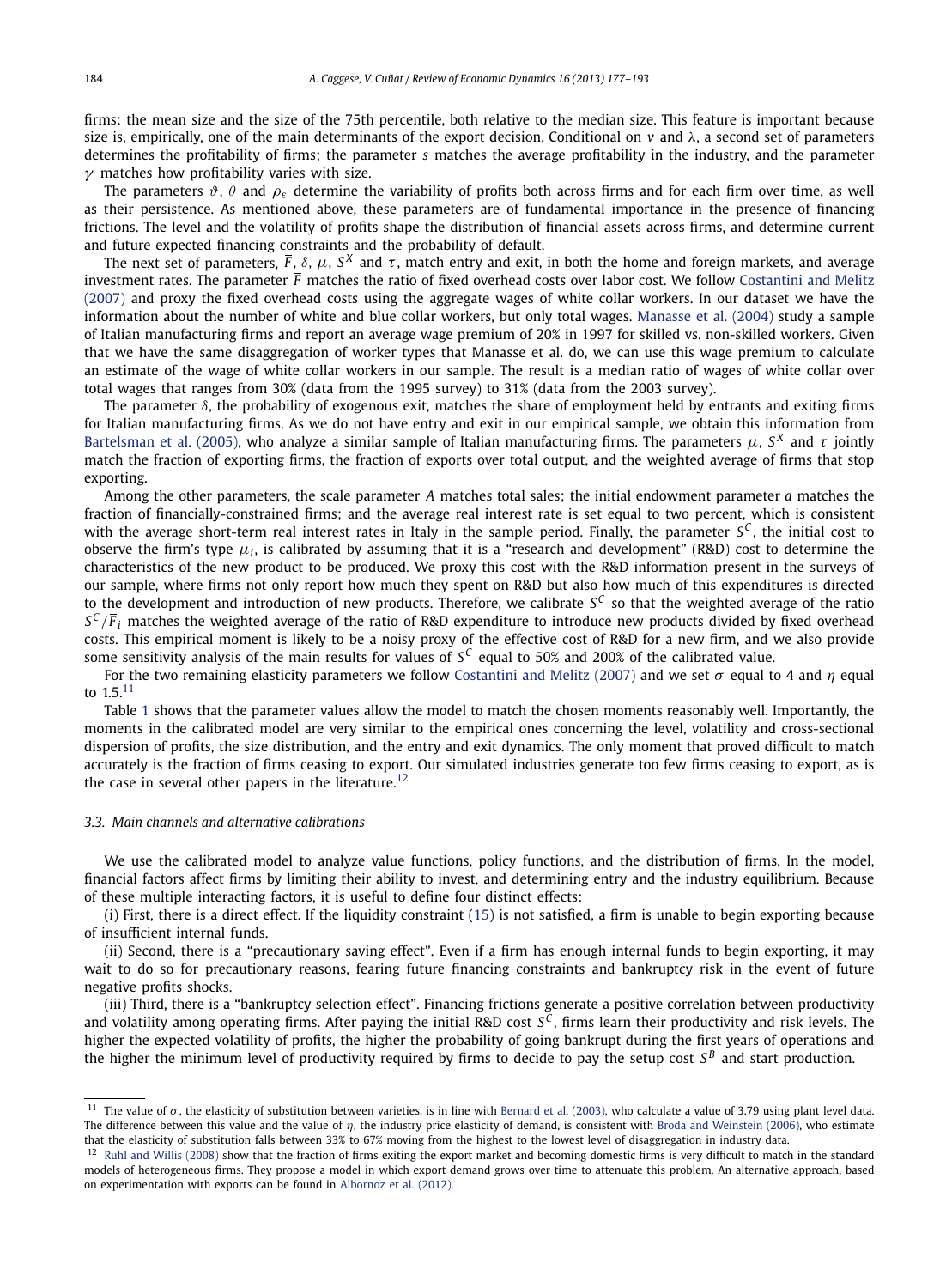firms: the mean size and the size of the 75th percentile, both relative to the median size. This feature is important because size is, empirically, one of the main determinants of the export decision. Conditional on $v$ and $\lambda$, a second set of parameters determines the profitability of firms; the parameter $s$ matches the average profitability in the industry, and the parameter $\gamma$ matches how profitability varies with size.

The parameters $\vartheta$, $\theta$ and $\rho_\varepsilon$ determine the variability of profits both across firms and for each firm over time, as well as their persistence. As mentioned above, these parameters are of fundamental importance in the presence of financing frictions. The level and the volatility of profits shape the distribution of financial assets across firms, and determine current and future expected financing constraints and the probability of default.

The next set of parameters, $\overline{F}$, $\delta$, $\mu$, $S^X$ and $\tau$, match entry and exit, in both the home and foreign markets, and average investment rates. The parameter $\overline{F}$ matches the ratio of fixed overhead costs over labor cost. We follow Costantini and Melitz (2007) and proxy the fixed overhead costs using the aggregate wages of white collar workers. In our dataset we have the information about the number of white and blue collar workers, but only total wages. Manasse et al. (2004) study a sample of Italian manufacturing firms and report an average wage premium of 20% in 1997 for skilled vs. non-skilled workers. Given that we have the same disaggregation of worker types that Manasse et al. do, we can use this wage premium to calculate an estimate of the wage of white collar workers in our sample. The result is a median ratio of wages of white collar over total wages that ranges from 30% (data from the 1995 survey) to 31% (data from the 2003 survey).

The parameter $\delta$, the probability of exogenous exit, matches the share of employment held by entrants and exiting firms for Italian manufacturing firms. As we do not have entry and exit in our empirical sample, we obtain this information from Bartelsman et al. (2005), who analyze a similar sample of Italian manufacturing firms. The parameters $\mu$, $S^X$ and $\tau$ jointly match the fraction of exporting firms, the fraction of exports over total output, and the weighted average of firms that stop exporting.

Among the other parameters, the scale parameter $A$ matches total sales; the initial endowment parameter $a$ matches the fraction of financially-constrained firms; and the average real interest rate is set equal to two percent, which is consistent with the average short-term real interest rates in Italy in the sample period. Finally, the parameter $S^C$, the initial cost to observe the firm's type $\mu_i$, is calibrated by assuming that it is a "research and development" (R&D) cost to determine the characteristics of the new product to be produced. We proxy this cost with the R&D information present in the surveys of our sample, where firms not only report how much they spent on R&D but also how much of this expenditures is directed to the development and introduction of new products. Therefore, we calibrate $S^C$ so that the weighted average of the ratio $S^C/\overline{F}_i$ matches the weighted average of the ratio of R&D expenditure to introduce new products divided by fixed overhead costs. This empirical moment is likely to be a noisy proxy of the effective cost of R&D for a new firm, and we also provide some sensitivity analysis of the main results for values of $S^C$ equal to 50% and 200% of the calibrated value.

For the two remaining elasticity parameters we follow Costantini and Melitz (2007) and we set $\sigma$ equal to 4 and $\eta$ equal to 1.5.[11]

Table 1 shows that the parameter values allow the model to match the chosen moments reasonably well. Importantly, the moments in the calibrated model are very similar to the empirical ones concerning the level, volatility and cross-sectional dispersion of profits, the size distribution, and the entry and exit dynamics. The only moment that proved difficult to match accurately is the fraction of firms ceasing to export. Our simulated industries generate too few firms ceasing to export, as is the case in several other papers in the literature.[12]

### 3.3. Main channels and alternative calibrations

We use the calibrated model to analyze value functions, policy functions, and the distribution of firms. In the model, financial factors affect firms by limiting their ability to invest, and determining entry and the industry equilibrium. Because of these multiple interacting factors, it is useful to define four distinct effects:

(i) First, there is a direct effect. If the liquidity constraint (15) is not satisfied, a firm is unable to begin exporting because of insufficient internal funds.

(ii) Second, there is a "precautionary saving effect". Even if a firm has enough internal funds to begin exporting, it may wait to do so for precautionary reasons, fearing future financing constraints and bankruptcy risk in the event of future negative profits shocks.

(iii) Third, there is a "bankruptcy selection effect". Financing frictions generate a positive correlation between productivity and volatility among operating firms. After paying the initial R&D cost $S^C$, firms learn their productivity and risk levels. The higher the expected volatility of profits, the higher the probability of going bankrupt during the first years of operations and the higher the minimum level of productivity required by firms to decide to pay the setup cost $S^B$ and start production.

---

[11] The value of $\sigma$, the elasticity of substitution between varieties, is in line with Bernard et al. (2003), who calculate a value of 3.79 using plant level data. The difference between this value and the value of $\eta$, the industry price elasticity of demand, is consistent with Broda and Weinstein (2006), who estimate that the elasticity of substitution falls between 33% to 67% moving from the highest to the lowest level of disaggregation in industry data.

[12] Ruhl and Willis (2008) show that the fraction of firms exiting the export market and becoming domestic firms is very difficult to match in the standard models of heterogeneous firms. They propose a model in which export demand grows over time to attenuate this problem. An alternative approach, based on experimentation with exports can be found in Albornoz et al. (2012).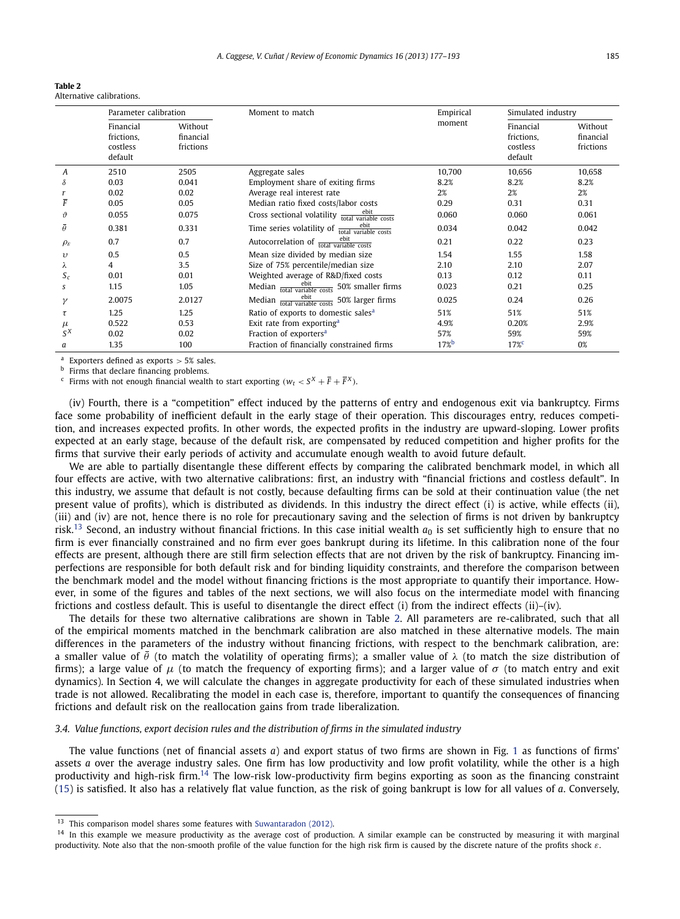**Table 2**
Alternative calibrations.

| | Parameter calibration | | Moment to match | Empirical moment | Simulated industry | |
|---|---|---|---|---|---|---|
| | Financial frictions, costless default | Without financial frictions | | | Financial frictions, costless default | Without financial frictions |
| $A$ | 2510 | 2505 | Aggregate sales | 10,700 | 10,656 | 10,658 |
| $\delta$ | 0.03 | 0.041 | Employment share of exiting firms | 8.2% | 8.2% | 8.2% |
| $r$ | 0.02 | 0.02 | Average real interest rate | 2% | 2% | 2% |
| $\overline{F}$ | 0.05 | 0.05 | Median ratio fixed costs/labor costs | 0.29 | 0.31 | 0.31 |
| $\vartheta$ | 0.055 | 0.075 | Cross sectional volatility $\frac{\text{ebit}}{\text{total variable costs}}$ | 0.060 | 0.060 | 0.061 |
| $\overline{\theta}$ | 0.381 | 0.331 | Time series volatility of $\frac{\text{ebit}}{\text{total variable costs}}$ | 0.034 | 0.042 | 0.042 |
| $\rho_\varepsilon$ | 0.7 | 0.7 | Autocorrelation of $\frac{\text{ebit}}{\text{total variable costs}}$ | 0.21 | 0.22 | 0.23 |
| $\upsilon$ | 0.5 | 0.5 | Mean size divided by median size | 1.54 | 1.55 | 1.58 |
| $\lambda$ | 4 | 3.5 | Size of 75% percentile/median size | 2.10 | 2.10 | 2.07 |
| $S_c$ | 0.01 | 0.01 | Weighted average of R&D/fixed costs | 0.13 | 0.12 | 0.11 |
| $s$ | 1.15 | 1.05 | Median $\frac{\text{ebit}}{\text{total variable costs}}$ 50% smaller firms | 0.023 | 0.21 | 0.25 |
| $\gamma$ | 2.0075 | 2.0127 | Median $\frac{\text{ebit}}{\text{total variable costs}}$ 50% larger firms | 0.025 | 0.24 | 0.26 |
| $\tau$ | 1.25 | 1.25 | Ratio of exports to domestic sales[a] | 51% | 51% | 51% |
| $\mu$ | 0.522 | 0.53 | Exit rate from exporting[a] | 4.9% | 0.20% | 2.9% |
| $S^X$ | 0.02 | 0.02 | Fraction of exporters[a] | 57% | 59% | 59% |
| $a$ | 1.35 | 100 | Fraction of financially constrained firms | 17%[b] | 17%[c] | 0% |

[a] Exporters defined as exports > 5% sales.
[b] Firms that declare financing problems.
[c] Firms with not enough financial wealth to start exporting ($w_t < S^X + \overline{F} + \overline{F}^X$).

(iv) Fourth, there is a "competition" effect induced by the patterns of entry and endogenous exit via bankruptcy. Firms face some probability of inefficient default in the early stage of their operation. This discourages entry, reduces competition, and increases expected profits. In other words, the expected profits in the industry are upward-sloping. Lower profits expected at an early stage, because of the default risk, are compensated by reduced competition and higher profits for the firms that survive their early periods of activity and accumulate enough wealth to avoid future default.

We are able to partially disentangle these different effects by comparing the calibrated benchmark model, in which all four effects are active, with two alternative calibrations: first, an industry with "financial frictions and costless default". In this industry, we assume that default is not costly, because defaulting firms can be sold at their continuation value (the net present value of profits), which is distributed as dividends. In this industry the direct effect (i) is active, while effects (ii), (iii) and (iv) are not, hence there is no role for precautionary saving and the selection of firms is not driven by bankruptcy risk.[13] Second, an industry without financial frictions. In this case initial wealth $a_0$ is set sufficiently high to ensure that no firm is ever financially constrained and no firm ever goes bankrupt during its lifetime. In this calibration none of the four effects are present, although there are still firm selection effects that are not driven by the risk of bankruptcy. Financing imperfections are responsible for both default risk and for binding liquidity constraints, and therefore the comparison between the benchmark model and the model without financing frictions is the most appropriate to quantify their importance. However, in some of the figures and tables of the next sections, we will also focus on the intermediate model with financing frictions and costless default. This is useful to disentangle the direct effect (i) from the indirect effects (ii)–(iv).

The details for these two alternative calibrations are shown in Table 2. All parameters are re-calibrated, such that all of the empirical moments matched in the benchmark calibration are also matched in these alternative models. The main differences in the parameters of the industry without financing frictions, with respect to the benchmark calibration, are: a smaller value of $\overline{\theta}$ (to match the volatility of operating firms); a smaller value of $\lambda$ (to match the size distribution of firms); a large value of $\mu$ (to match the frequency of exporting firms); and a larger value of $\sigma$ (to match entry and exit dynamics). In Section 4, we will calculate the changes in aggregate productivity for each of these simulated industries when trade is not allowed. Recalibrating the model in each case is, therefore, important to quantify the consequences of financing frictions and default risk on the reallocation gains from trade liberalization.

### 3.4. Value functions, export decision rules and the distribution of firms in the simulated industry

The value functions (net of financial assets $a$) and export status of two firms are shown in Fig. 1 as functions of firms' assets $a$ over the average industry sales. One firm has low productivity and low profit volatility, while the other is a high productivity and high-risk firm.[14] The low-risk low-productivity firm begins exporting as soon as the financing constraint (15) is satisfied. It also has a relatively flat value function, as the risk of going bankrupt is low for all values of $a$. Conversely,

[13] This comparison model shares some features with Suwantaradon (2012).

[14] In this example we measure productivity as the average cost of production. A similar example can be constructed by measuring it with marginal productivity. Note also that the non-smooth profile of the value function for the high risk firm is caused by the discrete nature of the profits shock $\varepsilon$.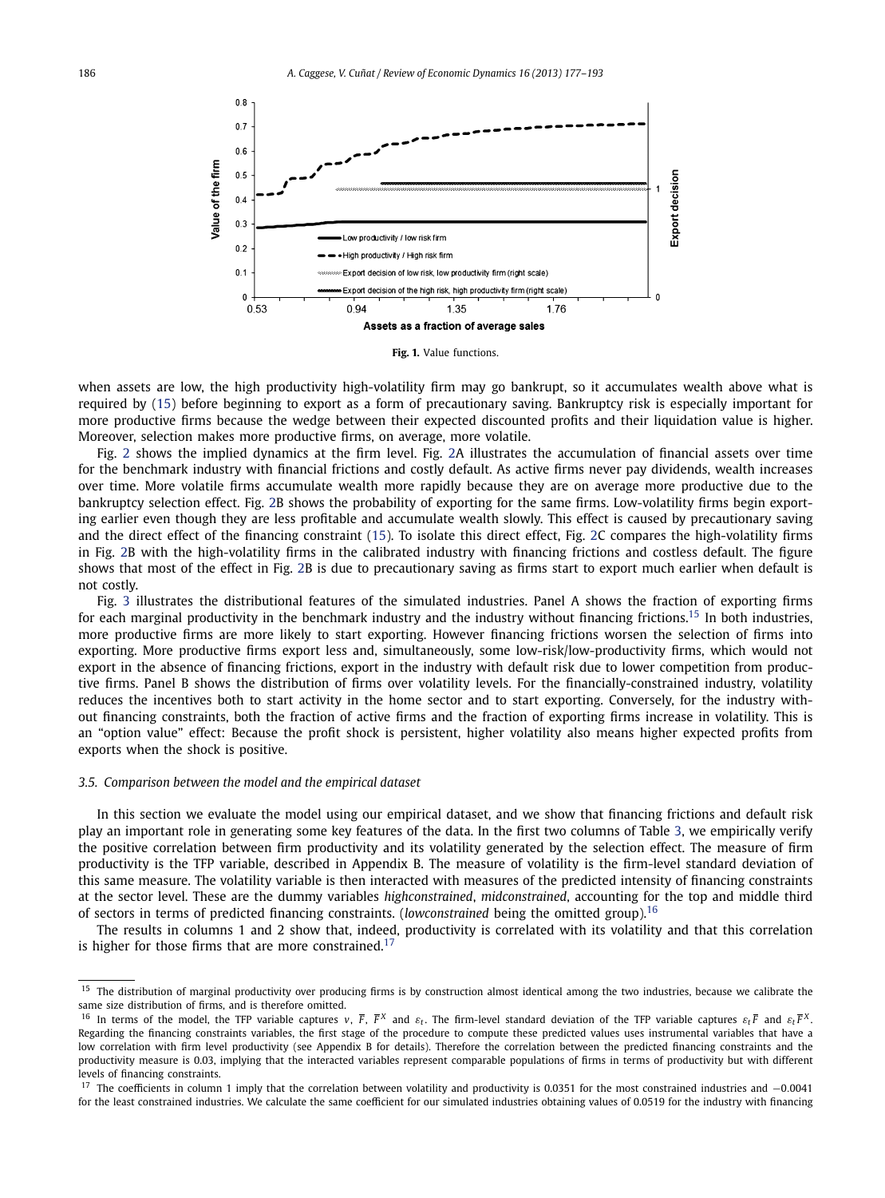**Fig. 1.** Value functions.

when assets are low, the high productivity high-volatility firm may go bankrupt, so it accumulates wealth above what is required by (15) before beginning to export as a form of precautionary saving. Bankruptcy risk is especially important for more productive firms because the wedge between their expected discounted profits and their liquidation value is higher. Moreover, selection makes more productive firms, on average, more volatile.

Fig. 2 shows the implied dynamics at the firm level. Fig. 2A illustrates the accumulation of financial assets over time for the benchmark industry with financial frictions and costly default. As active firms never pay dividends, wealth increases over time. More volatile firms accumulate wealth more rapidly because they are on average more productive due to the bankruptcy selection effect. Fig. 2B shows the probability of exporting for the same firms. Low-volatility firms begin exporting earlier even though they are less profitable and accumulate wealth slowly. This effect is caused by precautionary saving and the direct effect of the financing constraint (15). To isolate this direct effect, Fig. 2C compares the high-volatility firms in Fig. 2B with the high-volatility firms in the calibrated industry with financing frictions and costless default. The figure shows that most of the effect in Fig. 2B is due to precautionary saving as firms start to export much earlier when default is not costly.

Fig. 3 illustrates the distributional features of the simulated industries. Panel A shows the fraction of exporting firms for each marginal productivity in the benchmark industry and the industry without financing frictions.[15] In both industries, more productive firms are more likely to start exporting. However financing frictions worsen the selection of firms into exporting. More productive firms export less and, simultaneously, some low-risk/low-productivity firms, which would not export in the absence of financing frictions, export in the industry with default risk due to lower competition from productive firms. Panel B shows the distribution of firms over volatility levels. For the financially-constrained industry, volatility reduces the incentives both to start activity in the home sector and to start exporting. Conversely, for the industry without financing constraints, both the fraction of active firms and the fraction of exporting firms increase in volatility. This is an "option value" effect: Because the profit shock is persistent, higher volatility also means higher expected profits from exports when the shock is positive.

### 3.5. Comparison between the model and the empirical dataset

In this section we evaluate the model using our empirical dataset, and we show that financing frictions and default risk play an important role in generating some key features of the data. In the first two columns of Table 3, we empirically verify the positive correlation between firm productivity and its volatility generated by the selection effect. The measure of firm productivity is the TFP variable, described in Appendix B. The measure of volatility is the firm-level standard deviation of this same measure. The volatility variable is then interacted with measures of the predicted intensity of financing constraints at the sector level. These are the dummy variables *highconstrained*, *midconstrained*, accounting for the top and middle third of sectors in terms of predicted financing constraints. (*lowconstrained* being the omitted group).[16]

The results in columns 1 and 2 show that, indeed, productivity is correlated with its volatility and that this correlation is higher for those firms that are more constrained.[17]

[15] The distribution of marginal productivity over producing firms is by construction almost identical among the two industries, because we calibrate the same size distribution of firms, and is therefore omitted.

[16] In terms of the model, the TFP variable captures $v$, $\overline{F}$, $\overline{F}^X$ and $\varepsilon_t$. The firm-level standard deviation of the TFP variable captures $\varepsilon_t\overline{F}$ and $\varepsilon_t\overline{F}^X$. Regarding the financing constraints variables, the first stage of the procedure to compute these predicted values uses instrumental variables that have a low correlation with firm level productivity (see Appendix B for details). Therefore the correlation between the predicted financing constraints and the productivity measure is 0.03, implying that the interacted variables represent comparable populations of firms in terms of productivity but with different levels of financing constraints.

[17] The coefficients in column 1 imply that the correlation between volatility and productivity is 0.0351 for the most constrained industries and −0.0041 for the least constrained industries. We calculate the same coefficient for our simulated industries obtaining values of 0.0519 for the industry with financing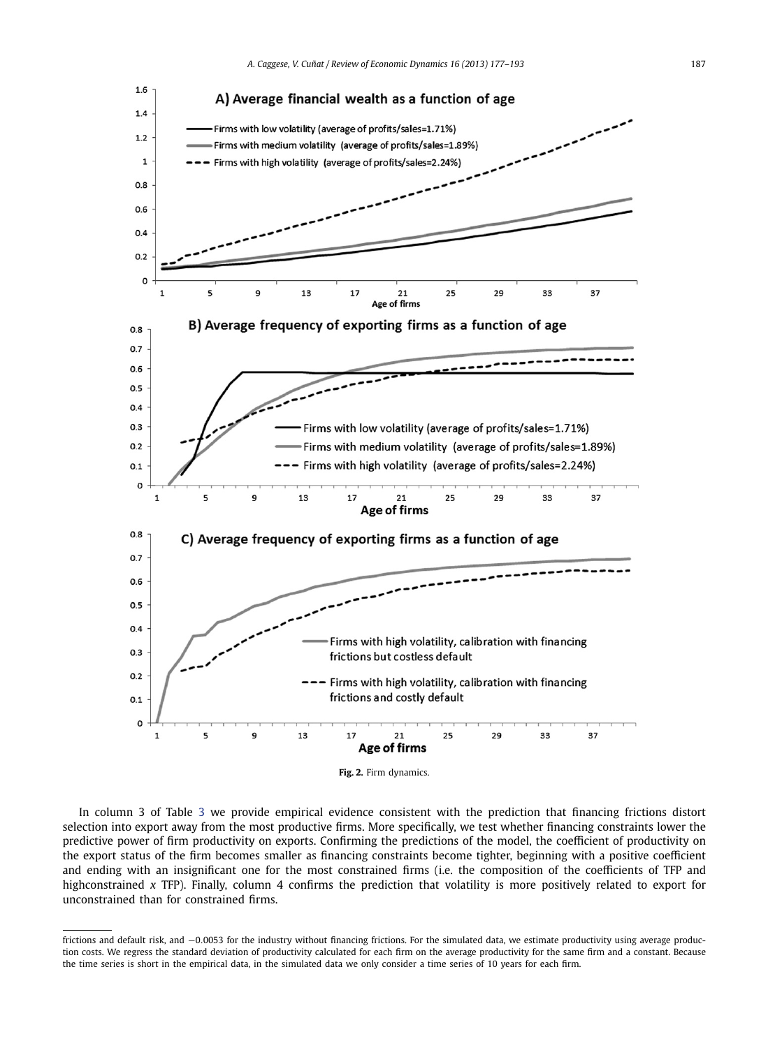**Fig. 2.** Firm dynamics.

In column 3 of Table 3 we provide empirical evidence consistent with the prediction that financing frictions distort selection into export away from the most productive firms. More specifically, we test whether financing constraints lower the predictive power of firm productivity on exports. Confirming the predictions of the model, the coefficient of productivity on the export status of the firm becomes smaller as financing constraints become tighter, beginning with a positive coefficient and ending with an insignificant one for the most constrained firms (i.e. the composition of the coefficients of TFP and highconstrained $x$ TFP). Finally, column 4 confirms the prediction that volatility is more positively related to export for unconstrained than for constrained firms.

---

frictions and default risk, and −0.0053 for the industry without financing frictions. For the simulated data, we estimate productivity using average production costs. We regress the standard deviation of productivity calculated for each firm on the average productivity for the same firm and a constant. Because the time series is short in the empirical data, in the simulated data we only consider a time series of 10 years for each firm.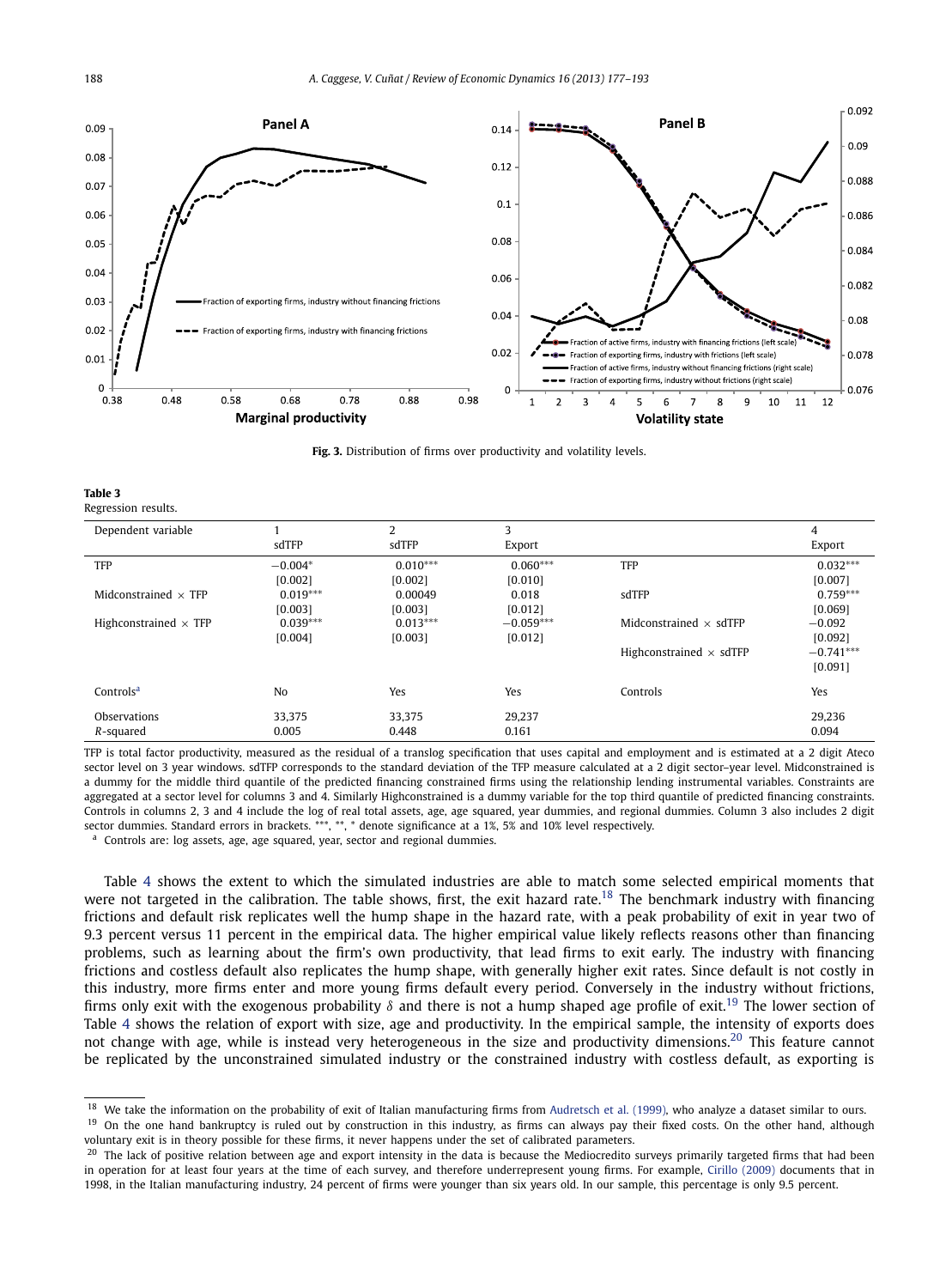**Fig. 3.** Distribution of firms over productivity and volatility levels.

**Table 3**
Regression results.

| Dependent variable | 1<br>sdTFP | 2<br>sdTFP | 3<br>Export | | 4<br>Export |
|---|---|---|---|---|---|
| TFP | −0.004*<br>[0.002] | 0.010***<br>[0.002] | 0.060***<br>[0.010] | TFP | 0.032***<br>[0.007] |
| Midconstrained × TFP | 0.019***<br>[0.003] | 0.00049<br>[0.003] | 0.018<br>[0.012] | sdTFP | 0.759***<br>[0.069] |
| Highconstrained × TFP | 0.039***<br>[0.004] | 0.013***<br>[0.003] | −0.059***<br>[0.012] | Midconstrained × sdTFP | −0.092<br>[0.092] |
| | | | | Highconstrained × sdTFP | −0.741***<br>[0.091] |
| Controls[a] | No | Yes | Yes | Controls | Yes |
| Observations | 33,375 | 33,375 | 29,237 | | 29,236 |
| $R$-squared | 0.005 | 0.448 | 0.161 | | 0.094 |

TFP is total factor productivity, measured as the residual of a translog specification that uses capital and employment and is estimated at a 2 digit Ateco sector level on 3 year windows. sdTFP corresponds to the standard deviation of the TFP measure calculated at a 2 digit sector–year level. Midconstrained is a dummy for the middle third quantile of the predicted financing constrained firms using the relationship lending instrumental variables. Constraints are aggregated at a sector level for columns 3 and 4. Similarly Highconstrained is a dummy variable for the top third quantile of predicted financing constraints. Controls in columns 2, 3 and 4 include the log of real total assets, age, age squared, year dummies, and regional dummies. Column 3 also includes 2 digit sector dummies. Standard errors in brackets. ***, **, * denote significance at a 1%, 5% and 10% level respectively.

[a] Controls are: log assets, age, age squared, year, sector and regional dummies.

Table 4 shows the extent to which the simulated industries are able to match some selected empirical moments that were not targeted in the calibration. The table shows, first, the exit hazard rate.[18] The benchmark industry with financing frictions and default risk replicates well the hump shape in the hazard rate, with a peak probability of exit in year two of 9.3 percent versus 11 percent in the empirical data. The higher empirical value likely reflects reasons other than financing problems, such as learning about the firm's own productivity, that lead firms to exit early. The industry with financing frictions and costless default also replicates the hump shape, with generally higher exit rates. Since default is not costly in this industry, more firms enter and more young firms default every period. Conversely in the industry without frictions, firms only exit with the exogenous probability $\delta$ and there is not a hump shaped age profile of exit.[19] The lower section of Table 4 shows the relation of export with size, age and productivity. In the empirical sample, the intensity of exports does not change with age, while is instead very heterogeneous in the size and productivity dimensions.[20] This feature cannot be replicated by the unconstrained simulated industry or the constrained industry with costless default, as exporting is

[18] We take the information on the probability of exit of Italian manufacturing firms from Audretsch et al. (1999), who analyze a dataset similar to ours.

[19] On the one hand bankruptcy is ruled out by construction in this industry, as firms can always pay their fixed costs. On the other hand, although voluntary exit is in theory possible for these firms, it never happens under the set of calibrated parameters.

[20] The lack of positive relation between age and export intensity in the data is because the Mediocredito surveys primarily targeted firms that had been in operation for at least four years at the time of each survey, and therefore underrepresent young firms. For example, Cirillo (2009) documents that in 1998, in the Italian manufacturing industry, 24 percent of firms were younger than six years old. In our sample, this percentage is only 9.5 percent.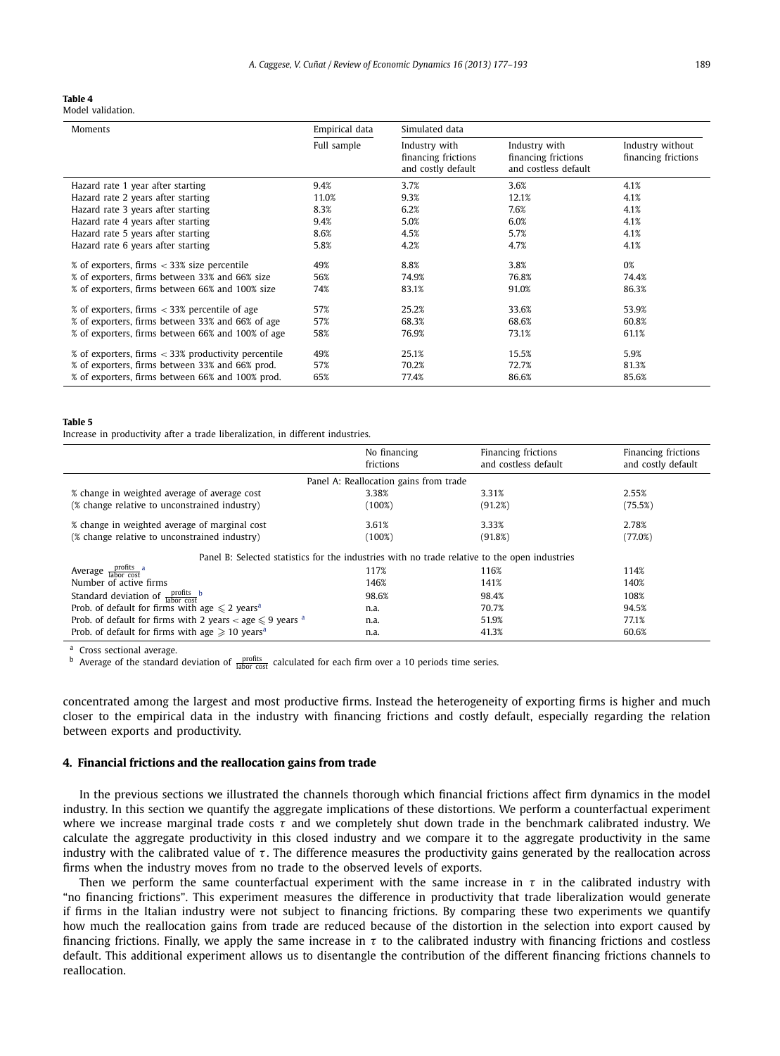**Table 4**
Model validation.

| Moments | Empirical data | Simulated data | | |
|---|---|---|---|---|
| | Full sample | Industry with financing frictions and costly default | Industry with financing frictions and costless default | Industry without financing frictions |
| Hazard rate 1 year after starting | 9.4% | 3.7% | 3.6% | 4.1% |
| Hazard rate 2 years after starting | 11.0% | 9.3% | 12.1% | 4.1% |
| Hazard rate 3 years after starting | 8.3% | 6.2% | 7.6% | 4.1% |
| Hazard rate 4 years after starting | 9.4% | 5.0% | 6.0% | 4.1% |
| Hazard rate 5 years after starting | 8.6% | 4.5% | 5.7% | 4.1% |
| Hazard rate 6 years after starting | 5.8% | 4.2% | 4.7% | 4.1% |
| % of exporters, firms < 33% size percentile | 49% | 8.8% | 3.8% | 0% |
| % of exporters, firms between 33% and 66% size | 56% | 74.9% | 76.8% | 74.4% |
| % of exporters, firms between 66% and 100% size | 74% | 83.1% | 91.0% | 86.3% |
| % of exporters, firms < 33% percentile of age | 57% | 25.2% | 33.6% | 53.9% |
| % of exporters, firms between 33% and 66% of age | 57% | 68.3% | 68.6% | 60.8% |
| % of exporters, firms between 66% and 100% of age | 58% | 76.9% | 73.1% | 61.1% |
| % of exporters, firms < 33% productivity percentile | 49% | 25.1% | 15.5% | 5.9% |
| % of exporters, firms between 33% and 66% prod. | 57% | 70.2% | 72.7% | 81.3% |
| % of exporters, firms between 66% and 100% prod. | 65% | 77.4% | 86.6% | 85.6% |

**Table 5**
Increase in productivity after a trade liberalization, in different industries.

| | No financing frictions | Financing frictions and costless default | Financing frictions and costly default |
|---|---|---|---|
| Panel A: Reallocation gains from trade | | | |
| % change in weighted average of average cost | 3.38% | 3.31% | 2.55% |
| (% change relative to unconstrained industry) | (100%) | (91.2%) | (75.5%) |
| % change in weighted average of marginal cost | 3.61% | 3.33% | 2.78% |
| (% change relative to unconstrained industry) | (100%) | (91.8%) | (77.0%) |
| Panel B: Selected statistics for the industries with no trade relative to the open industries | | | |
| Average $\frac{\text{profits}}{\text{labor cost}}$ [a] | 117% | 116% | 114% |
| Number of active firms | 146% | 141% | 140% |
| Standard deviation of $\frac{\text{profits}}{\text{labor cost}}$ [b] | 98.6% | 98.4% | 108% |
| Prob. of default for firms with age $\leqslant 2$ years[a] | n.a. | 70.7% | 94.5% |
| Prob. of default for firms with 2 years $<$ age $\leqslant 9$ years [a] | n.a. | 51.9% | 77.1% |
| Prob. of default for firms with age $\geqslant 10$ years[a] | n.a. | 41.3% | 60.6% |

[a] Cross sectional average.
[b] Average of the standard deviation of $\frac{\text{profits}}{\text{labor cost}}$ calculated for each firm over a 10 periods time series.

concentrated among the largest and most productive firms. Instead the heterogeneity of exporting firms is higher and much closer to the empirical data in the industry with financing frictions and costly default, especially regarding the relation between exports and productivity.

## 4. Financial frictions and the reallocation gains from trade

In the previous sections we illustrated the channels thorough which financial frictions affect firm dynamics in the model industry. In this section we quantify the aggregate implications of these distortions. We perform a counterfactual experiment where we increase marginal trade costs $\tau$ and we completely shut down trade in the benchmark calibrated industry. We calculate the aggregate productivity in this closed industry and we compare it to the aggregate productivity in the same industry with the calibrated value of $\tau$. The difference measures the productivity gains generated by the reallocation across firms when the industry moves from no trade to the observed levels of exports.

Then we perform the same counterfactual experiment with the same increase in $\tau$ in the calibrated industry with "no financing frictions". This experiment measures the difference in productivity that trade liberalization would generate if firms in the Italian industry were not subject to financing frictions. By comparing these two experiments we quantify how much the reallocation gains from trade are reduced because of the distortion in the selection into export caused by financing frictions. Finally, we apply the same increase in $\tau$ to the calibrated industry with financing frictions and costless default. This additional experiment allows us to disentangle the contribution of the different financing frictions channels to reallocation.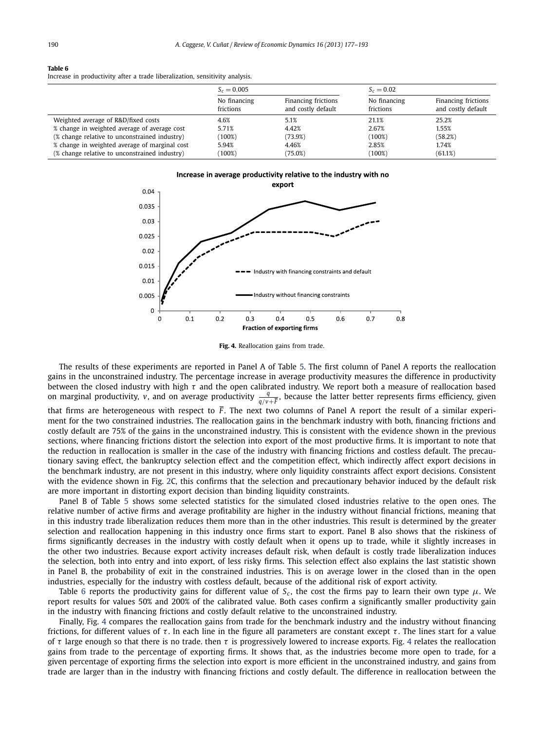**Table 6**
Increase in productivity after a trade liberalization, sensitivity analysis.

| | $S_c = 0.005$ | | $S_c = 0.02$ | |
|---|---|---|---|---|
| | No financing frictions | Financing frictions and costly default | No financing frictions | Financing frictions and costly default |
| Weighted average of R&D/fixed costs | 4.6% | 5.1% | 21.1% | 25.2% |
| % change in weighted average of average cost | 5.71% | 4.42% | 2.67% | 1.55% |
| (% change relative to unconstrained industry) | (100%) | (73.9%) | (100%) | (58.2%) |
| % change in weighted average of marginal cost | 5.94% | 4.46% | 2.85% | 1.74% |
| (% change relative to unconstrained industry) | (100%) | (75.0%) | (100%) | (61.1%) |

**Fig. 4.** Reallocation gains from trade.

The results of these experiments are reported in Panel A of Table 5. The first column of Panel A reports the reallocation gains in the unconstrained industry. The percentage increase in average productivity measures the difference in productivity between the closed industry with high $\tau$ and the open calibrated industry. We report both a measure of reallocation based on marginal productivity, $v$, and on average productivity $\frac{q}{q/v+\overline{F}}$, because the latter better represents firms efficiency, given that firms are heterogeneous with respect to $\overline{F}$. The next two columns of Panel A report the result of a similar experiment for the two constrained industries. The reallocation gains in the benchmark industry with both, financing frictions and costly default are 75% of the gains in the unconstrained industry. This is consistent with the evidence shown in the previous sections, where financing frictions distort the selection into export of the most productive firms. It is important to note that the reduction in reallocation is smaller in the case of the industry with financing frictions and costless default. The precautionary saving effect, the bankruptcy selection effect and the competition effect, which indirectly affect export decisions in the benchmark industry, are not present in this industry, where only liquidity constraints affect export decisions. Consistent with the evidence shown in Fig. 2C, this confirms that the selection and precautionary behavior induced by the default risk are more important in distorting export decision than binding liquidity constraints.

Panel B of Table 5 shows some selected statistics for the simulated closed industries relative to the open ones. The relative number of active firms and average profitability are higher in the industry without financial frictions, meaning that in this industry trade liberalization reduces them more than in the other industries. This result is determined by the greater selection and reallocation happening in this industry once firms start to export. Panel B also shows that the riskiness of firms significantly decreases in the industry with costly default when it opens up to trade, while it slightly increases in the other two industries. Because export activity increases default risk, when default is costly trade liberalization induces the selection, both into entry and into export, of less risky firms. This selection effect also explains the last statistic shown in Panel B, the probability of exit in the constrained industries. This is on average lower in the closed than in the open industries, especially for the industry with costless default, because of the additional risk of export activity.

Table 6 reports the productivity gains for different value of $S_c$, the cost the firms pay to learn their own type $\mu$. We report results for values 50% and 200% of the calibrated value. Both cases confirm a significantly smaller productivity gain in the industry with financing frictions and costly default relative to the unconstrained industry.

Finally, Fig. 4 compares the reallocation gains from trade for the benchmark industry and the industry without financing frictions, for different values of $\tau$. In each line in the figure all parameters are constant except $\tau$. The lines start for a value of $\tau$ large enough so that there is no trade. then $\tau$ is progressively lowered to increase exports. Fig. 4 relates the reallocation gains from trade to the percentage of exporting firms. It shows that, as the industries become more open to trade, for a given percentage of exporting firms the selection into export is more efficient in the unconstrained industry, and gains from trade are larger than in the industry with financing frictions and costly default. The difference in reallocation between the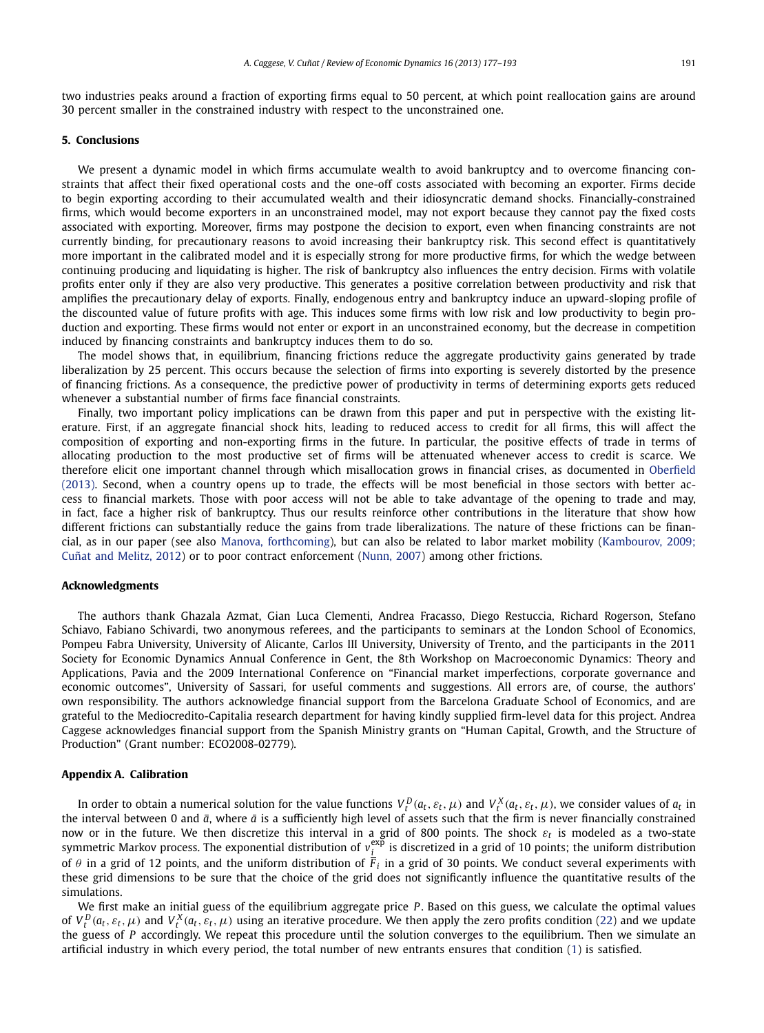two industries peaks around a fraction of exporting firms equal to 50 percent, at which point reallocation gains are around 30 percent smaller in the constrained industry with respect to the unconstrained one.

## 5. Conclusions

We present a dynamic model in which firms accumulate wealth to avoid bankruptcy and to overcome financing constraints that affect their fixed operational costs and the one-off costs associated with becoming an exporter. Firms decide to begin exporting according to their accumulated wealth and their idiosyncratic demand shocks. Financially-constrained firms, which would become exporters in an unconstrained model, may not export because they cannot pay the fixed costs associated with exporting. Moreover, firms may postpone the decision to export, even when financing constraints are not currently binding, for precautionary reasons to avoid increasing their bankruptcy risk. This second effect is quantitatively more important in the calibrated model and it is especially strong for more productive firms, for which the wedge between continuing producing and liquidating is higher. The risk of bankruptcy also influences the entry decision. Firms with volatile profits enter only if they are also very productive. This generates a positive correlation between productivity and risk that amplifies the precautionary delay of exports. Finally, endogenous entry and bankruptcy induce an upward-sloping profile of the discounted value of future profits with age. This induces some firms with low risk and low productivity to begin production and exporting. These firms would not enter or export in an unconstrained economy, but the decrease in competition induced by financing constraints and bankruptcy induces them to do so.

The model shows that, in equilibrium, financing frictions reduce the aggregate productivity gains generated by trade liberalization by 25 percent. This occurs because the selection of firms into exporting is severely distorted by the presence of financing frictions. As a consequence, the predictive power of productivity in terms of determining exports gets reduced whenever a substantial number of firms face financial constraints.

Finally, two important policy implications can be drawn from this paper and put in perspective with the existing literature. First, if an aggregate financial shock hits, leading to reduced access to credit for all firms, this will affect the composition of exporting and non-exporting firms in the future. In particular, the positive effects of trade in terms of allocating production to the most productive set of firms will be attenuated whenever access to credit is scarce. We therefore elicit one important channel through which misallocation grows in financial crises, as documented in Oberfield (2013). Second, when a country opens up to trade, the effects will be most beneficial in those sectors with better access to financial markets. Those with poor access will not be able to take advantage of the opening to trade and may, in fact, face a higher risk of bankruptcy. Thus our results reinforce other contributions in the literature that show how different frictions can substantially reduce the gains from trade liberalizations. The nature of these frictions can be financial, as in our paper (see also Manova, forthcoming), but can also be related to labor market mobility (Kambourov, 2009; Cuñat and Melitz, 2012) or to poor contract enforcement (Nunn, 2007) among other frictions.

## Acknowledgments

The authors thank Ghazala Azmat, Gian Luca Clementi, Andrea Fracasso, Diego Restuccia, Richard Rogerson, Stefano Schiavo, Fabiano Schivardi, two anonymous referees, and the participants to seminars at the London School of Economics, Pompeu Fabra University, University of Alicante, Carlos III University, University of Trento, and the participants in the 2011 Society for Economic Dynamics Annual Conference in Gent, the 8th Workshop on Macroeconomic Dynamics: Theory and Applications, Pavia and the 2009 International Conference on "Financial market imperfections, corporate governance and economic outcomes", University of Sassari, for useful comments and suggestions. All errors are, of course, the authors' own responsibility. The authors acknowledge financial support from the Barcelona Graduate School of Economics, and are grateful to the Mediocredito-Capitalia research department for having kindly supplied firm-level data for this project. Andrea Caggese acknowledges financial support from the Spanish Ministry grants on "Human Capital, Growth, and the Structure of Production" (Grant number: ECO2008-02779).

## Appendix A. Calibration

In order to obtain a numerical solution for the value functions $V_t^D(a_t, \varepsilon_t, \mu)$ and $V_t^X(a_t, \varepsilon_t, \mu)$, we consider values of $a_t$ in the interval between 0 and $\bar{a}$, where $\bar{a}$ is a sufficiently high level of assets such that the firm is never financially constrained now or in the future. We then discretize this interval in a grid of 800 points. The shock $\varepsilon_t$ is modeled as a two-state symmetric Markov process. The exponential distribution of $v_i^{\exp}$ is discretized in a grid of 10 points; the uniform distribution of $\theta$ in a grid of 12 points, and the uniform distribution of $\overline{F}_i$ in a grid of 30 points. We conduct several experiments with these grid dimensions to be sure that the choice of the grid does not significantly influence the quantitative results of the simulations.

We first make an initial guess of the equilibrium aggregate price $P$. Based on this guess, we calculate the optimal values of $V_t^D(a_t, \varepsilon_t, \mu)$ and $V_t^X(a_t, \varepsilon_t, \mu)$ using an iterative procedure. We then apply the zero profits condition (22) and we update the guess of $P$ accordingly. We repeat this procedure until the solution converges to the equilibrium. Then we simulate an artificial industry in which every period, the total number of new entrants ensures that condition (1) is satisfied.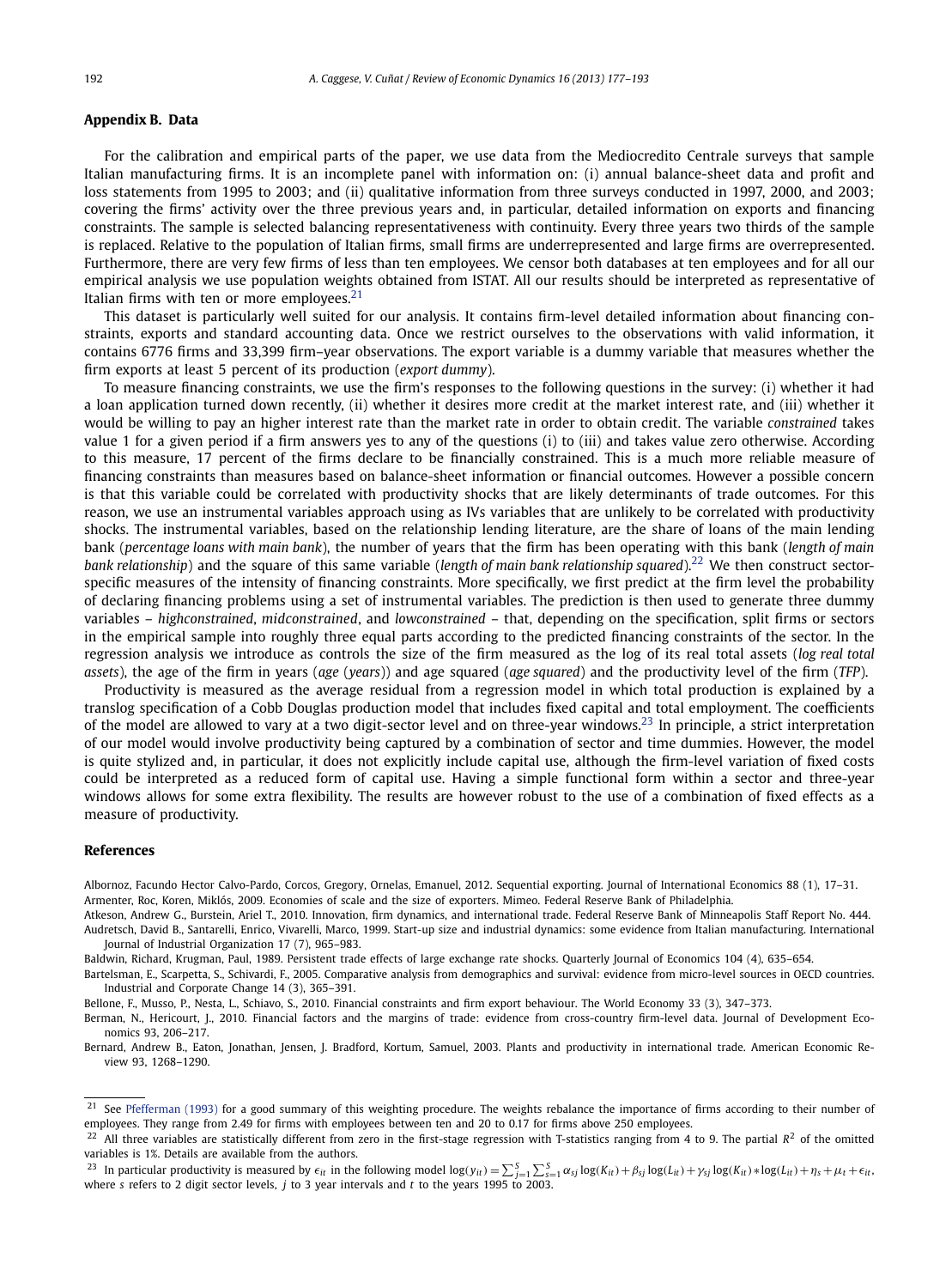## Appendix B. Data

For the calibration and empirical parts of the paper, we use data from the Mediocredito Centrale surveys that sample Italian manufacturing firms. It is an incomplete panel with information on: (i) annual balance-sheet data and profit and loss statements from 1995 to 2003; and (ii) qualitative information from three surveys conducted in 1997, 2000, and 2003; covering the firms' activity over the three previous years and, in particular, detailed information on exports and financing constraints. The sample is selected balancing representativeness with continuity. Every three years two thirds of the sample is replaced. Relative to the population of Italian firms, small firms are underrepresented and large firms are overrepresented. Furthermore, there are very few firms of less than ten employees. We censor both databases at ten employees and for all our empirical analysis we use population weights obtained from ISTAT. All our results should be interpreted as representative of Italian firms with ten or more employees.[21]

This dataset is particularly well suited for our analysis. It contains firm-level detailed information about financing constraints, exports and standard accounting data. Once we restrict ourselves to the observations with valid information, it contains 6776 firms and 33,399 firm–year observations. The export variable is a dummy variable that measures whether the firm exports at least 5 percent of its production (*export dummy*).

To measure financing constraints, we use the firm's responses to the following questions in the survey: (i) whether it had a loan application turned down recently, (ii) whether it desires more credit at the market interest rate, and (iii) whether it would be willing to pay an higher interest rate than the market rate in order to obtain credit. The variable *constrained* takes value 1 for a given period if a firm answers yes to any of the questions (i) to (iii) and takes value zero otherwise. According to this measure, 17 percent of the firms declare to be financially constrained. This is a much more reliable measure of financing constraints than measures based on balance-sheet information or financial outcomes. However a possible concern is that this variable could be correlated with productivity shocks that are likely determinants of trade outcomes. For this reason, we use an instrumental variables approach using as IVs variables that are unlikely to be correlated with productivity shocks. The instrumental variables, based on the relationship lending literature, are the share of loans of the main lending bank (*percentage loans with main bank*), the number of years that the firm has been operating with this bank (*length of main bank relationship*) and the square of this same variable (*length of main bank relationship squared*).[22] We then construct sector-specific measures of the intensity of financing constraints. More specifically, we first predict at the firm level the probability of declaring financing problems using a set of instrumental variables. The prediction is then used to generate three dummy variables – *highconstrained*, *midconstrained*, and *lowconstrained* – that, depending on the specification, split firms or sectors in the empirical sample into roughly three equal parts according to the predicted financing constraints of the sector. In the regression analysis we introduce as controls the size of the firm measured as the log of its real total assets (*log real total assets*), the age of the firm in years (*age* (*years*)) and age squared (*age squared*) and the productivity level of the firm (*TFP*).

Productivity is measured as the average residual from a regression model in which total production is explained by a translog specification of a Cobb Douglas production model that includes fixed capital and total employment. The coefficients of the model are allowed to vary at a two digit-sector level and on three-year windows.[23] In principle, a strict interpretation of our model would involve productivity being captured by a combination of sector and time dummies. However, the model is quite stylized and, in particular, it does not explicitly include capital use, although the firm-level variation of fixed costs could be interpreted as a reduced form of capital use. Having a simple functional form within a sector and three-year windows allows for some extra flexibility. The results are however robust to the use of a combination of fixed effects as a measure of productivity.

## References

Albornoz, Facundo Hector Calvo-Pardo, Corcos, Gregory, Ornelas, Emanuel, 2012. Sequential exporting. Journal of International Economics 88 (1), 17–31.

Armenter, Roc, Koren, Miklós, 2009. Economies of scale and the size of exporters. Mimeo. Federal Reserve Bank of Philadelphia.

Atkeson, Andrew G., Burstein, Ariel T., 2010. Innovation, firm dynamics, and international trade. Federal Reserve Bank of Minneapolis Staff Report No. 444.

Audretsch, David B., Santarelli, Enrico, Vivarelli, Marco, 1999. Start-up size and industrial dynamics: some evidence from Italian manufacturing. International Journal of Industrial Organization 17 (7), 965–983.

Baldwin, Richard, Krugman, Paul, 1989. Persistent trade effects of large exchange rate shocks. Quarterly Journal of Economics 104 (4), 635–654.

Bartelsman, E., Scarpetta, S., Schivardi, F., 2005. Comparative analysis from demographics and survival: evidence from micro-level sources in OECD countries. Industrial and Corporate Change 14 (3), 365–391.

Bellone, F., Musso, P., Nesta, L., Schiavo, S., 2010. Financial constraints and firm export behaviour. The World Economy 33 (3), 347–373.

Berman, N., Hericourt, J., 2010. Financial factors and the margins of trade: evidence from cross-country firm-level data. Journal of Development Economics 93, 206–217.

Bernard, Andrew B., Eaton, Jonathan, Jensen, J. Bradford, Kortum, Samuel, 2003. Plants and productivity in international trade. American Economic Review 93, 1268–1290.

---

[21] See Pfefferman (1993) for a good summary of this weighting procedure. The weights rebalance the importance of firms according to their number of employees. They range from 2.49 for firms with employees between ten and 20 to 0.17 for firms above 250 employees.

[22] All three variables are statistically different from zero in the first-stage regression with T-statistics ranging from 4 to 9. The partial $R^2$ of the omitted variables is 1%. Details are available from the authors.

[23] In particular productivity is measured by $\epsilon_{it}$ in the following model $\log(y_{it}) = \sum_{j=1}^{S}\sum_{s=1}^{S} \alpha_{sj}\log(K_{it}) + \beta_{sj}\log(L_{it}) + \gamma_{sj}\log(K_{it}) * \log(L_{it}) + \eta_s + \mu_t + \epsilon_{it}$, where $s$ refers to 2 digit sector levels, $j$ to 3 year intervals and $t$ to the years 1995 to 2003.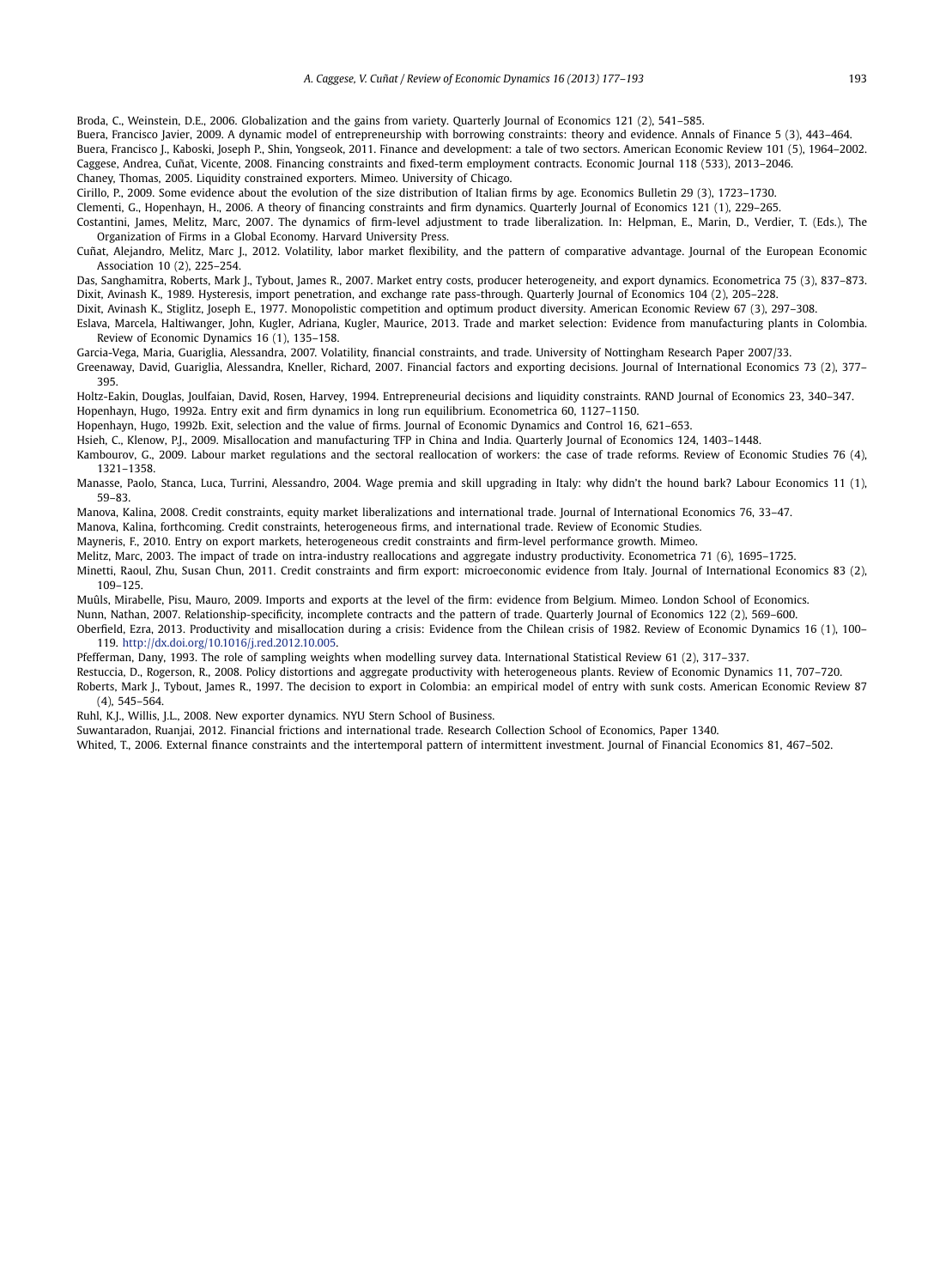Broda, C., Weinstein, D.E., 2006. Globalization and the gains from variety. Quarterly Journal of Economics 121 (2), 541–585.

Buera, Francisco Javier, 2009. A dynamic model of entrepreneurship with borrowing constraints: theory and evidence. Annals of Finance 5 (3), 443–464.

Buera, Francisco J., Kaboski, Joseph P., Shin, Yongseok, 2011. Finance and development: a tale of two sectors. American Economic Review 101 (5), 1964–2002.

Caggese, Andrea, Cuñat, Vicente, 2008. Financing constraints and fixed-term employment contracts. Economic Journal 118 (533), 2013–2046.

Chaney, Thomas, 2005. Liquidity constrained exporters. Mimeo. University of Chicago.

Cirillo, P., 2009. Some evidence about the evolution of the size distribution of Italian firms by age. Economics Bulletin 29 (3), 1723–1730.

Clementi, G., Hopenhayn, H., 2006. A theory of financing constraints and firm dynamics. Quarterly Journal of Economics 121 (1), 229–265.

Costantini, James, Melitz, Marc, 2007. The dynamics of firm-level adjustment to trade liberalization. In: Helpman, E., Marin, D., Verdier, T. (Eds.), The Organization of Firms in a Global Economy. Harvard University Press.

Cuñat, Alejandro, Melitz, Marc J., 2012. Volatility, labor market flexibility, and the pattern of comparative advantage. Journal of the European Economic Association 10 (2), 225–254.

Das, Sanghamitra, Roberts, Mark J., Tybout, James R., 2007. Market entry costs, producer heterogeneity, and export dynamics. Econometrica 75 (3), 837–873.

Dixit, Avinash K., 1989. Hysteresis, import penetration, and exchange rate pass-through. Quarterly Journal of Economics 104 (2), 205–228.

Dixit, Avinash K., Stiglitz, Joseph E., 1977. Monopolistic competition and optimum product diversity. American Economic Review 67 (3), 297–308.

Eslava, Marcela, Haltiwanger, John, Kugler, Adriana, Kugler, Maurice, 2013. Trade and market selection: Evidence from manufacturing plants in Colombia. Review of Economic Dynamics 16 (1), 135–158.

Garcia-Vega, Maria, Guariglia, Alessandra, 2007. Volatility, financial constraints, and trade. University of Nottingham Research Paper 2007/33.

Greenaway, David, Guariglia, Alessandra, Kneller, Richard, 2007. Financial factors and exporting decisions. Journal of International Economics 73 (2), 377–395.

Holtz-Eakin, Douglas, Joulfaian, David, Rosen, Harvey, 1994. Entrepreneurial decisions and liquidity constraints. RAND Journal of Economics 23, 340–347.

Hopenhayn, Hugo, 1992a. Entry exit and firm dynamics in long run equilibrium. Econometrica 60, 1127–1150.

Hopenhayn, Hugo, 1992b. Exit, selection and the value of firms. Journal of Economic Dynamics and Control 16, 621–653.

Hsieh, C., Klenow, P.J., 2009. Misallocation and manufacturing TFP in China and India. Quarterly Journal of Economics 124, 1403–1448.

Kambourov, G., 2009. Labour market regulations and the sectoral reallocation of workers: the case of trade reforms. Review of Economic Studies 76 (4), 1321–1358.

Manasse, Paolo, Stanca, Luca, Turrini, Alessandro, 2004. Wage premia and skill upgrading in Italy: why didn't the hound bark? Labour Economics 11 (1), 59–83.

Manova, Kalina, 2008. Credit constraints, equity market liberalizations and international trade. Journal of International Economics 76, 33–47.

Manova, Kalina, forthcoming. Credit constraints, heterogeneous firms, and international trade. Review of Economic Studies.

Mayneris, F., 2010. Entry on export markets, heterogeneous credit constraints and firm-level performance growth. Mimeo.

Melitz, Marc, 2003. The impact of trade on intra-industry reallocations and aggregate industry productivity. Econometrica 71 (6), 1695–1725.

Minetti, Raoul, Zhu, Susan Chun, 2011. Credit constraints and firm export: microeconomic evidence from Italy. Journal of International Economics 83 (2), 109–125.

Muûls, Mirabelle, Pisu, Mauro, 2009. Imports and exports at the level of the firm: evidence from Belgium. Mimeo. London School of Economics.

Nunn, Nathan, 2007. Relationship-specificity, incomplete contracts and the pattern of trade. Quarterly Journal of Economics 122 (2), 569–600.

Oberfield, Ezra, 2013. Productivity and misallocation during a crisis: Evidence from the Chilean crisis of 1982. Review of Economic Dynamics 16 (1), 100–119. http://dx.doi.org/10.1016/j.red.2012.10.005.

Pfefferman, Dany, 1993. The role of sampling weights when modelling survey data. International Statistical Review 61 (2), 317–337.

Restuccia, D., Rogerson, R., 2008. Policy distortions and aggregate productivity with heterogeneous plants. Review of Economic Dynamics 11, 707–720.

Roberts, Mark J., Tybout, James R., 1997. The decision to export in Colombia: an empirical model of entry with sunk costs. American Economic Review 87 (4), 545–564.

Ruhl, K.J., Willis, J.L., 2008. New exporter dynamics. NYU Stern School of Business.

Suwantaradon, Ruanjai, 2012. Financial frictions and international trade. Research Collection School of Economics, Paper 1340.

Whited, T., 2006. External finance constraints and the intertemporal pattern of intermittent investment. Journal of Financial Economics 81, 467–502.